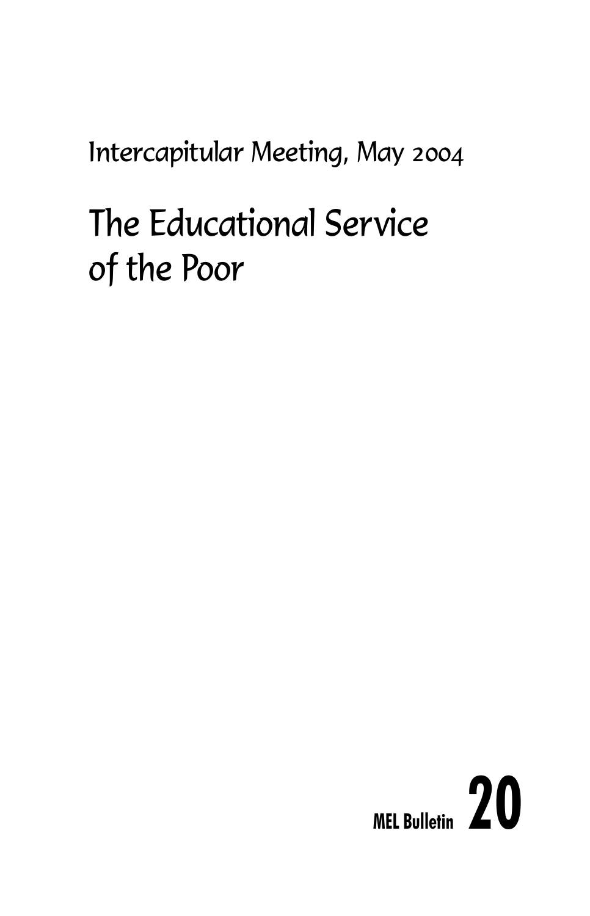Intercapitular Meeting, May 2004

# The Educational Service of the Poor

**MEL Bulletin 20**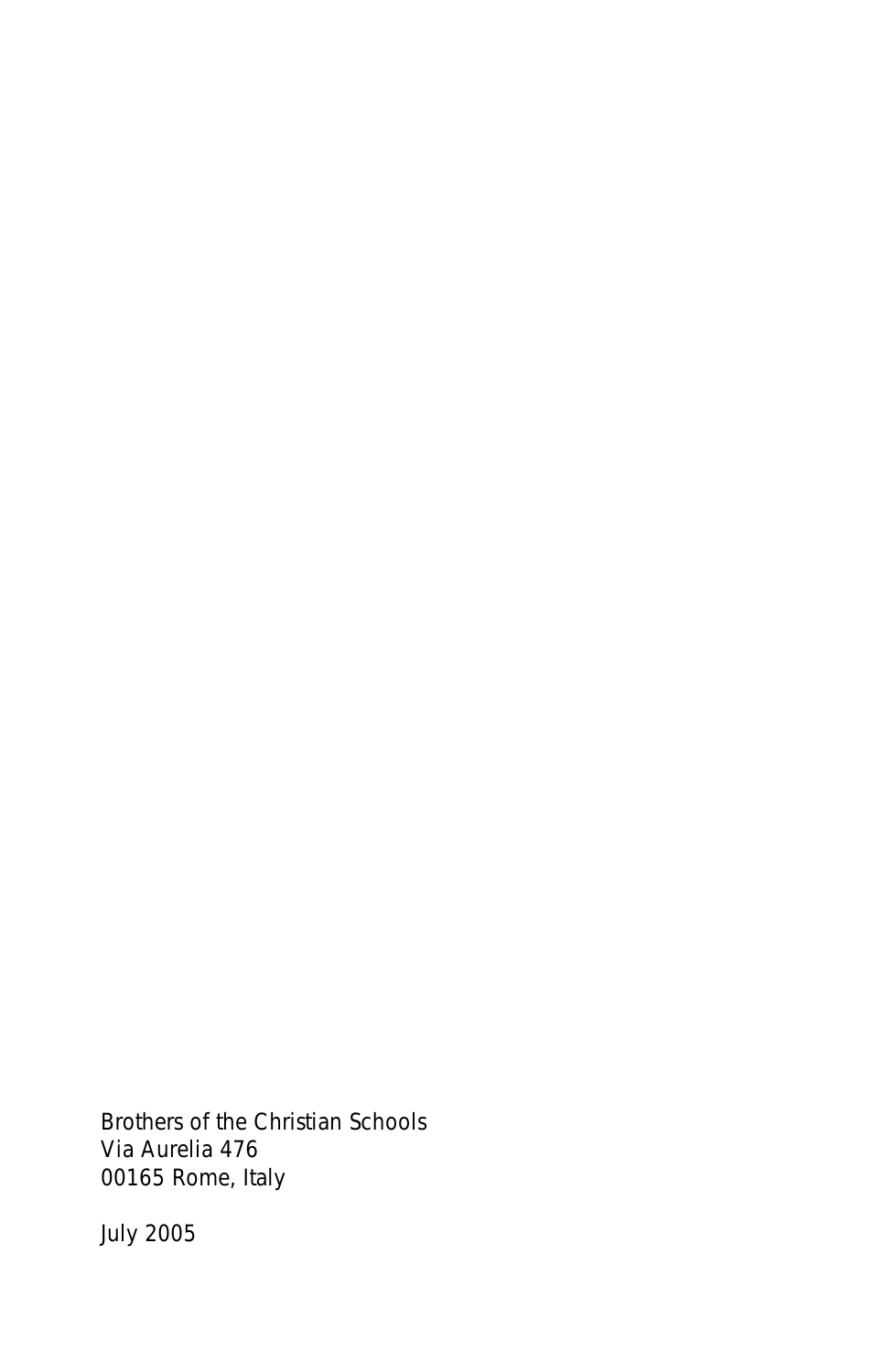Brothers of the Christian Schools
Via Aurelia 476
00165 Rome, Italy

July 2005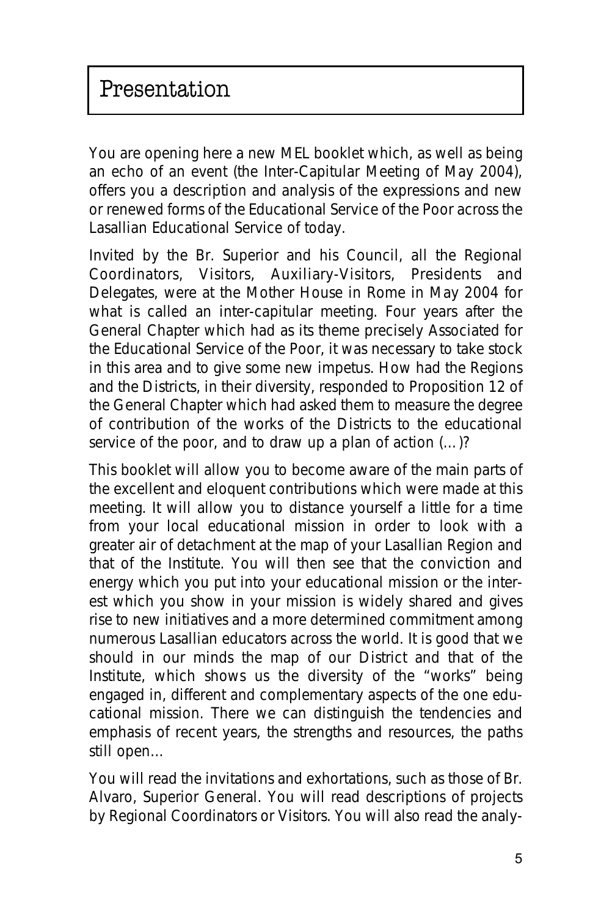# Presentation

You are opening here a new MEL booklet which, as well as being an echo of an event (the Inter-Capitular Meeting of May 2004), offers you a description and analysis of the expressions and new or renewed forms of the Educational Service of the Poor across the Lasallian Educational Service of today.

Invited by the Br. Superior and his Council, all the Regional Coordinators, Visitors, Auxiliary-Visitors, Presidents and Delegates, were at the Mother House in Rome in May 2004 for what is called an inter-capitular meeting. Four years after the General Chapter which had as its theme precisely Associated for the Educational Service of the Poor, it was necessary to take stock in this area and to give some new impetus. How had the Regions and the Districts, in their diversity, responded to Proposition 12 of the General Chapter which had asked them to measure the degree of contribution of the works of the Districts to the educational service of the poor, and to draw up a plan of action (…)?

This booklet will allow you to become aware of the main parts of the excellent and eloquent contributions which were made at this meeting. It will allow you to distance yourself a little for a time from your local educational mission in order to look with a greater air of detachment at the map of your Lasallian Region and that of the Institute. You will then see that the conviction and energy which you put into your educational mission or the interest which you show in your mission is widely shared and gives rise to new initiatives and a more determined commitment among numerous Lasallian educators across the world. It is good that we should in our minds the map of our District and that of the Institute, which shows us the diversity of the "works" being engaged in, different and complementary aspects of the one educational mission. There we can distinguish the tendencies and emphasis of recent years, the strengths and resources, the paths still open…

You will read the invitations and exhortations, such as those of Br. Alvaro, Superior General. You will read descriptions of projects by Regional Coordinators or Visitors. You will also read the analy-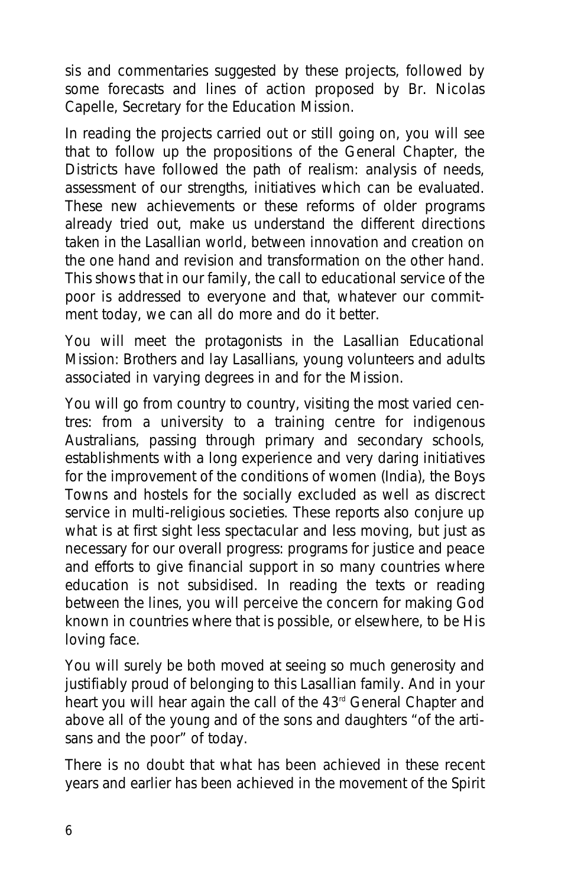sis and commentaries suggested by these projects, followed by some forecasts and lines of action proposed by Br. Nicolas Capelle, Secretary for the Education Mission.

In reading the projects carried out or still going on, you will see that to follow up the propositions of the General Chapter, the Districts have followed the path of realism: analysis of needs, assessment of our strengths, initiatives which can be evaluated. These new achievements or these reforms of older programs already tried out, make us understand the different directions taken in the Lasallian world, between innovation and creation on the one hand and revision and transformation on the other hand. This shows that in our family, the call to educational service of the poor is addressed to everyone and that, whatever our commitment today, we can all do more and do it better.

You will meet the protagonists in the Lasallian Educational Mission: Brothers and lay Lasallians, young volunteers and adults associated in varying degrees in and for the Mission.

You will go from country to country, visiting the most varied centres: from a university to a training centre for indigenous Australians, passing through primary and secondary schools, establishments with a long experience and very daring initiatives for the improvement of the conditions of women (India), the Boys Towns and hostels for the socially excluded as well as discrect service in multi-religious societies. These reports also conjure up what is at first sight less spectacular and less moving, but just as necessary for our overall progress: programs for justice and peace and efforts to give financial support in so many countries where education is not subsidised. In reading the texts or reading between the lines, you will perceive the concern for making God known in countries where that is possible, or elsewhere, to be His loving face.

You will surely be both moved at seeing so much generosity and justifiably proud of belonging to this Lasallian family. And in your heart you will hear again the call of the 43rd General Chapter and above all of the young and of the sons and daughters "of the artisans and the poor" of today.

There is no doubt that what has been achieved in these recent years and earlier has been achieved in the movement of the Spirit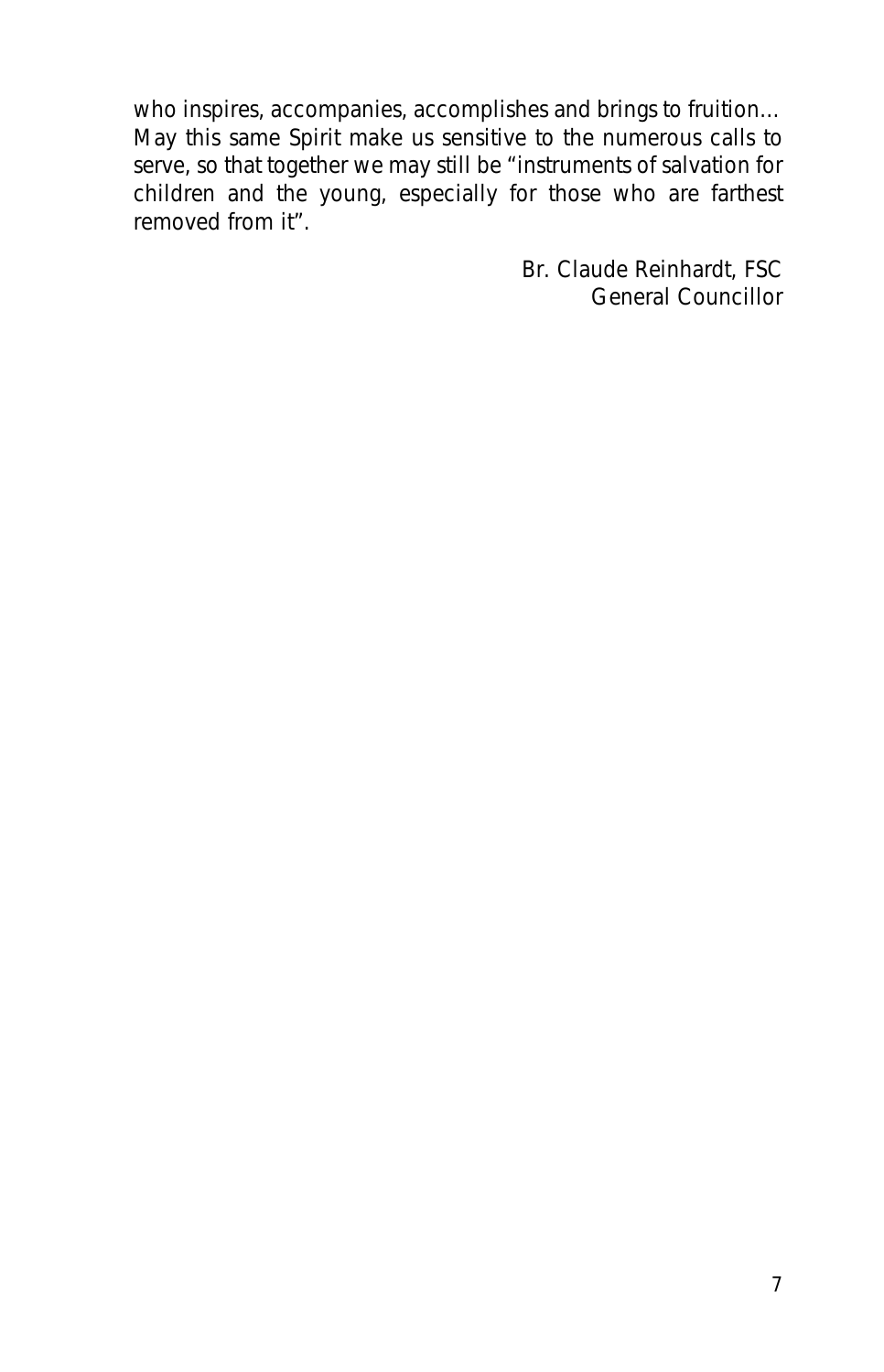who inspires, accompanies, accomplishes and brings to fruition… May this same Spirit make us sensitive to the numerous calls to serve, so that together we may still be "instruments of salvation for children and the young, especially for those who are farthest removed from it".

Br. Claude Reinhardt, FSC
General Councillor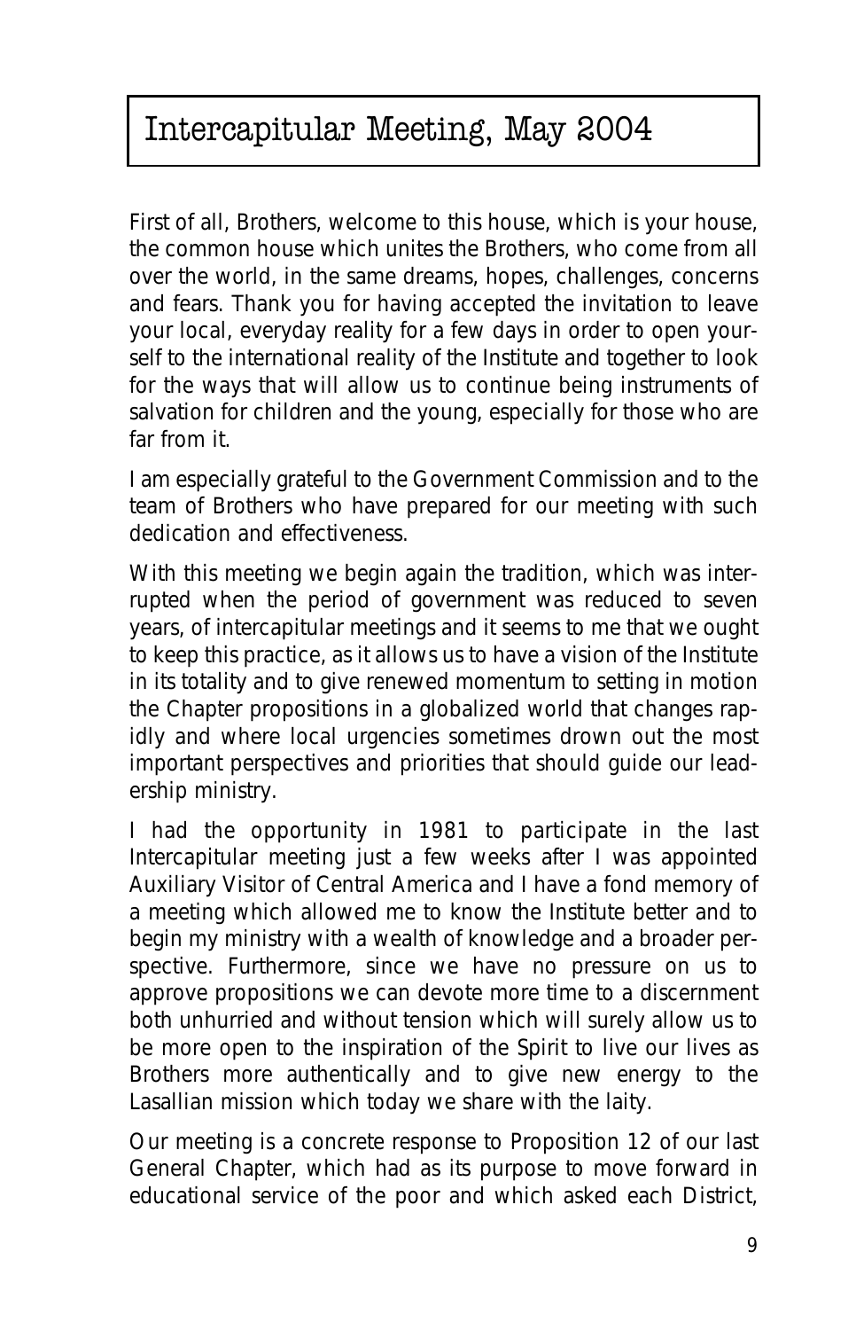# Intercapitular Meeting, May 2004

First of all, Brothers, welcome to this house, which is your house, the common house which unites the Brothers, who come from all over the world, in the same dreams, hopes, challenges, concerns and fears. Thank you for having accepted the invitation to leave your local, everyday reality for a few days in order to open yourself to the international reality of the Institute and together to look for the ways that will allow us to continue being instruments of salvation for children and the young, especially for those who are far from it.

I am especially grateful to the Government Commission and to the team of Brothers who have prepared for our meeting with such dedication and effectiveness.

With this meeting we begin again the tradition, which was interrupted when the period of government was reduced to seven years, of intercapitular meetings and it seems to me that we ought to keep this practice, as it allows us to have a vision of the Institute in its totality and to give renewed momentum to setting in motion the Chapter propositions in a globalized world that changes rapidly and where local urgencies sometimes drown out the most important perspectives and priorities that should guide our leadership ministry.

I had the opportunity in 1981 to participate in the last Intercapitular meeting just a few weeks after I was appointed Auxiliary Visitor of Central America and I have a fond memory of a meeting which allowed me to know the Institute better and to begin my ministry with a wealth of knowledge and a broader perspective. Furthermore, since we have no pressure on us to approve propositions we can devote more time to a discernment both unhurried and without tension which will surely allow us to be more open to the inspiration of the Spirit to live our lives as Brothers more authentically and to give new energy to the Lasallian mission which today we share with the laity.

Our meeting is a concrete response to Proposition 12 of our last General Chapter, which had as its purpose to move forward in educational service of the poor and which asked each District,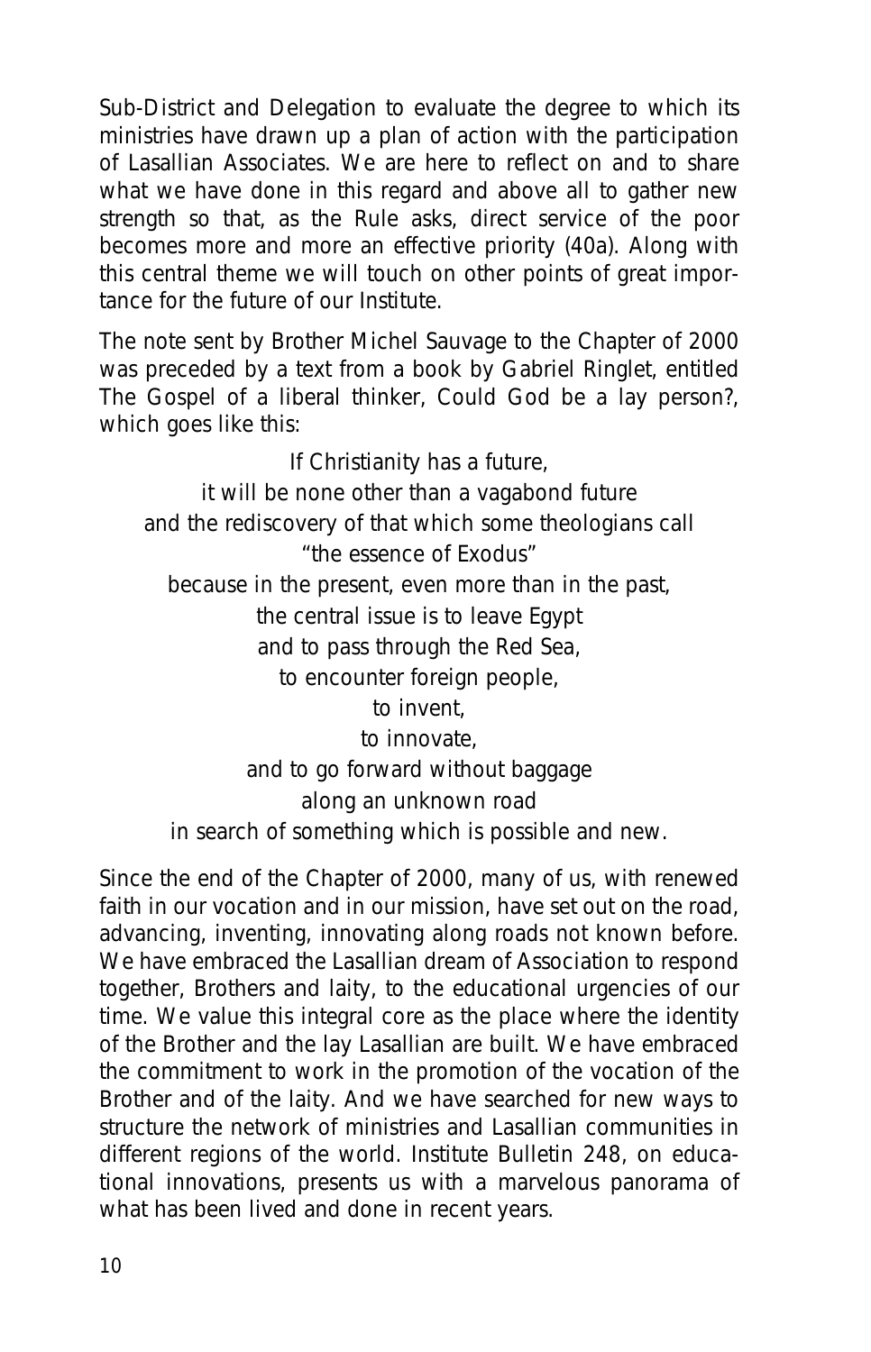Sub-District and Delegation to evaluate the degree to which its ministries have drawn up a plan of action with the participation of Lasallian Associates. We are here to reflect on and to share what we have done in this regard and above all to gather new strength so that, as the Rule asks, direct service of the poor becomes more and more an effective priority (40a). Along with this central theme we will touch on other points of great importance for the future of our Institute.

The note sent by Brother Michel Sauvage to the Chapter of 2000 was preceded by a text from a book by Gabriel Ringlet, entitled The Gospel of a liberal thinker, Could God be a lay person?, which goes like this:

> If Christianity has a future,
> it will be none other than a vagabond future
> and the rediscovery of that which some theologians call
> "the essence of Exodus"
> because in the present, even more than in the past,
> the central issue is to leave Egypt
> and to pass through the Red Sea,
> to encounter foreign people,
> to invent,
> to innovate,
> and to go forward without baggage
> along an unknown road
> in search of something which is possible and new.

Since the end of the Chapter of 2000, many of us, with renewed faith in our vocation and in our mission, have set out on the road, advancing, inventing, innovating along roads not known before. We have embraced the Lasallian dream of Association to respond together, Brothers and laity, to the educational urgencies of our time. We value this integral core as the place where the identity of the Brother and the lay Lasallian are built. We have embraced the commitment to work in the promotion of the vocation of the Brother and of the laity. And we have searched for new ways to structure the network of ministries and Lasallian communities in different regions of the world. Institute Bulletin 248, on educational innovations, presents us with a marvelous panorama of what has been lived and done in recent years.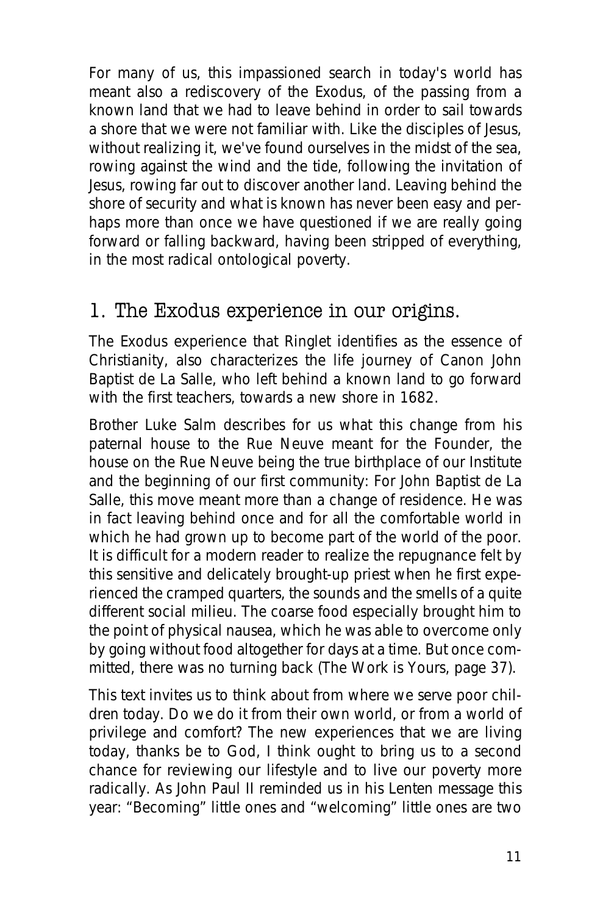For many of us, this impassioned search in today's world has meant also a rediscovery of the Exodus, of the passing from a known land that we had to leave behind in order to sail towards a shore that we were not familiar with. Like the disciples of Jesus, without realizing it, we've found ourselves in the midst of the sea, rowing against the wind and the tide, following the invitation of Jesus, rowing far out to discover another land. Leaving behind the shore of security and what is known has never been easy and perhaps more than once we have questioned if we are really going forward or falling backward, having been stripped of everything, in the most radical ontological poverty.

## 1. The Exodus experience in our origins.

The Exodus experience that Ringlet identifies as the essence of Christianity, also characterizes the life journey of Canon John Baptist de La Salle, who left behind a known land to go forward with the first teachers, towards a new shore in 1682.

Brother Luke Salm describes for us what this change from his paternal house to the Rue Neuve meant for the Founder, the house on the Rue Neuve being the true birthplace of our Institute and the beginning of our first community: *For John Baptist de La Salle, this move meant more than a change of residence. He was in fact leaving behind once and for all the comfortable world in which he had grown up to become part of the world of the poor. It is difficult for a modern reader to realize the repugnance felt by this sensitive and delicately brought-up priest when he first experienced the cramped quarters, the sounds and the smells of a quite different social milieu. The coarse food especially brought him to the point of physical nausea, which he was able to overcome only by going without food altogether for days at a time. But once committed, there was no turning back* (The Work is Yours, page 37).

This text invites us to think about from where we serve poor children today. Do we do it from their own world, or from a world of privilege and comfort? The new experiences that we are living today, thanks be to God, I think ought to bring us to a second chance for reviewing our lifestyle and to live our poverty more radically. As John Paul II reminded us in his Lenten message this year: "Becoming" little ones and "welcoming" little ones are two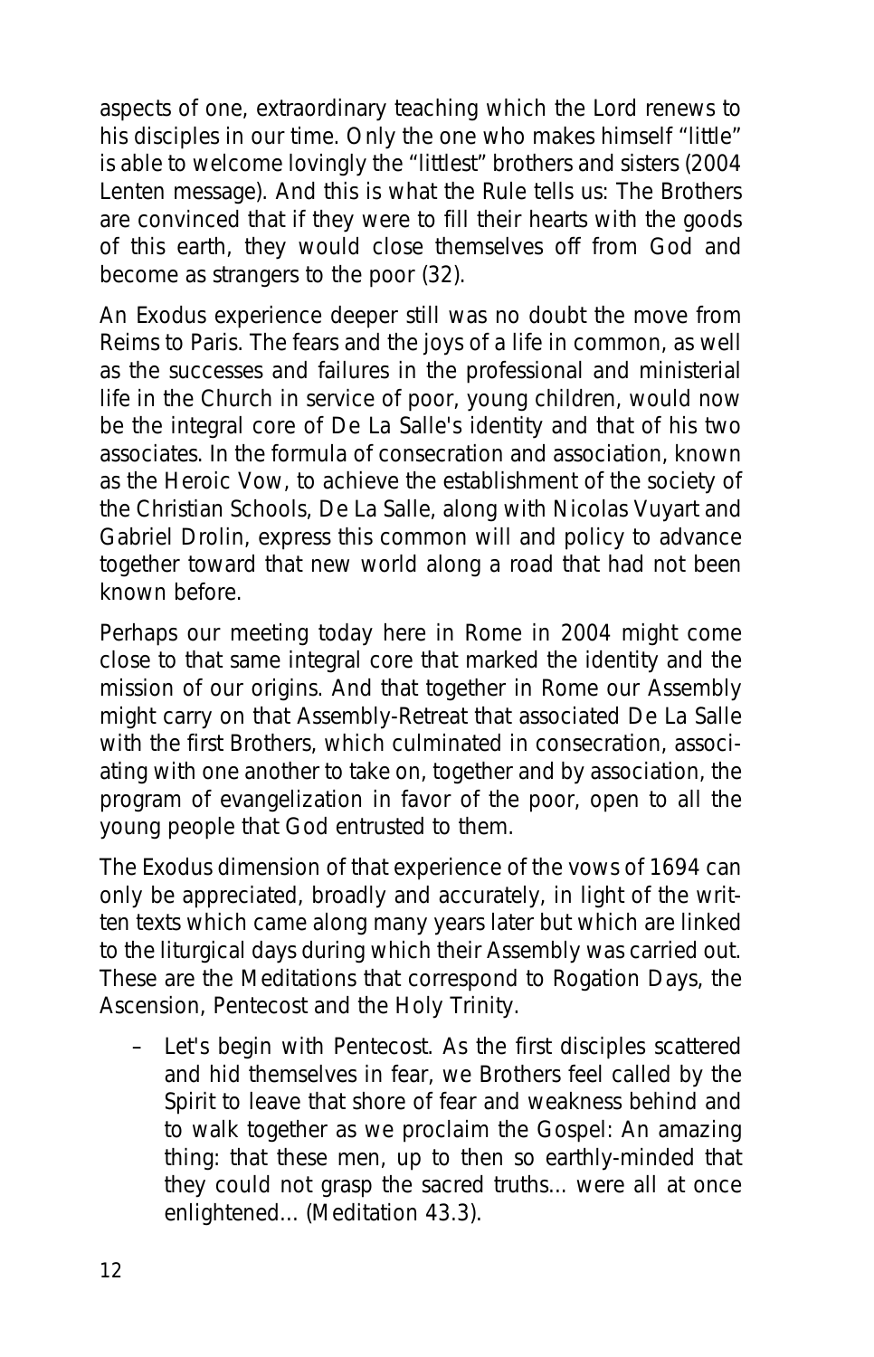aspects of one, extraordinary teaching which the Lord renews to his disciples in our time. Only the one who makes himself "little" is able to welcome lovingly the "littlest" brothers and sisters (2004 Lenten message). And this is what the Rule tells us: The Brothers are convinced that if they were to fill their hearts with the goods of this earth, they would close themselves off from God and become as strangers to the poor (32).

An Exodus experience deeper still was no doubt the move from Reims to Paris. The fears and the joys of a life in common, as well as the successes and failures in the professional and ministerial life in the Church in service of poor, young children, would now be the integral core of De La Salle's identity and that of his two associates. In the formula of consecration and association, known as the Heroic Vow, to achieve the establishment of the society of the Christian Schools, De La Salle, along with Nicolas Vuyart and Gabriel Drolin, express this common will and policy to advance together toward that new world along a road that had not been known before.

Perhaps our meeting today here in Rome in 2004 might come close to that same integral core that marked the identity and the mission of our origins. And that together in Rome our Assembly might carry on that Assembly-Retreat that associated De La Salle with the first Brothers, which culminated in consecration, associating with one another to take on, together and by association, the program of evangelization in favor of the poor, open to all the young people that God entrusted to them.

The Exodus dimension of that experience of the vows of 1694 can only be appreciated, broadly and accurately, in light of the written texts which came along many years later but which are linked to the liturgical days during which their Assembly was carried out. These are the Meditations that correspond to Rogation Days, the Ascension, Pentecost and the Holy Trinity.

- Let's begin with Pentecost. As the first disciples scattered and hid themselves in fear, we Brothers feel called by the Spirit to leave that shore of fear and weakness behind and to walk together as we proclaim the Gospel: An amazing thing: that these men, up to then so earthly-minded that they could not grasp the sacred truths... were all at once enlightened... (Meditation 43.3).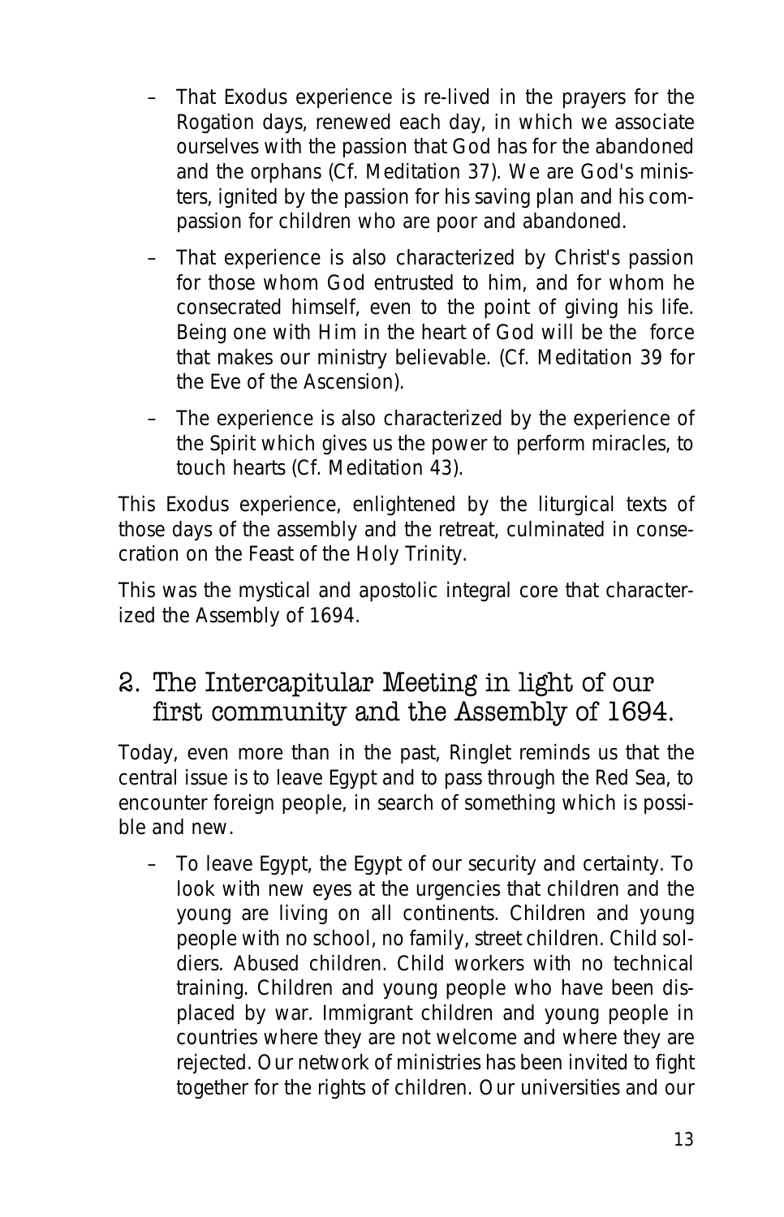- That Exodus experience is re-lived in the prayers for the Rogation days, renewed each day, in which we associate ourselves with the passion that God has for the abandoned and the orphans (Cf. Meditation 37). We are God's ministers, ignited by the passion for his saving plan and his compassion for children who are poor and abandoned.
- That experience is also characterized by Christ's passion for those whom God entrusted to him, and for whom he consecrated himself, even to the point of giving his life. Being one with Him in the heart of God will be the force that makes our ministry believable. (Cf. Meditation 39 for the Eve of the Ascension).
- The experience is also characterized by the experience of the Spirit which gives us the power to perform miracles, to touch hearts (Cf. Meditation 43).

This Exodus experience, enlightened by the liturgical texts of those days of the assembly and the retreat, culminated in consecration on the Feast of the Holy Trinity.

This was the mystical and apostolic integral core that characterized the Assembly of 1694.

## 2. The Intercapitular Meeting in light of our first community and the Assembly of 1694.

Today, even more than in the past, Ringlet reminds us that the central issue is to leave Egypt and to pass through the Red Sea, to encounter foreign people, in search of something which is possible and new.

- To leave Egypt, the Egypt of our security and certainty. To look with new eyes at the urgencies that children and the young are living on all continents. Children and young people with no school, no family, street children. Child soldiers. Abused children. Child workers with no technical training. Children and young people who have been displaced by war. Immigrant children and young people in countries where they are not welcome and where they are rejected. Our network of ministries has been invited to fight together for the rights of children. Our universities and our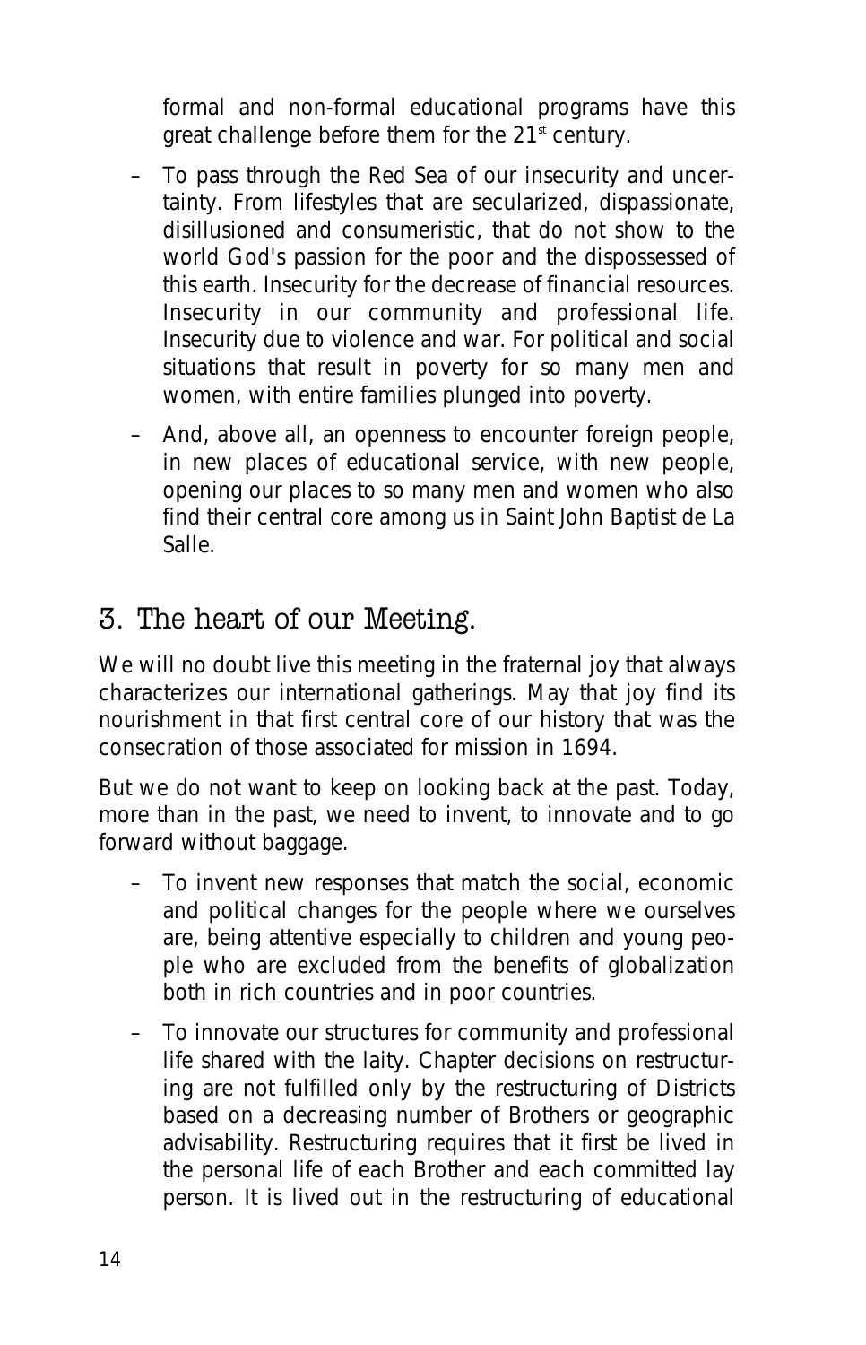formal and non-formal educational programs have this great challenge before them for the 21st century.

- To pass through the Red Sea of our insecurity and uncertainty. From lifestyles that are secularized, dispassionate, disillusioned and consumeristic, that do not show to the world God's passion for the poor and the dispossessed of this earth. Insecurity for the decrease of financial resources. Insecurity in our community and professional life. Insecurity due to violence and war. For political and social situations that result in poverty for so many men and women, with entire families plunged into poverty.
- And, above all, an openness to encounter foreign people, in new places of educational service, with new people, opening our places to so many men and women who also find their central core among us in Saint John Baptist de La Salle.

## 3. The heart of our Meeting.

We will no doubt live this meeting in the fraternal joy that always characterizes our international gatherings. May that joy find its nourishment in that first central core of our history that was the consecration of those associated for mission in 1694.

But we do not want to keep on looking back at the past. Today, more than in the past, we need to invent, to innovate and to go forward without baggage.

- To invent new responses that match the social, economic and political changes for the people where we ourselves are, being attentive especially to children and young people who are excluded from the benefits of globalization both in rich countries and in poor countries.
- To innovate our structures for community and professional life shared with the laity. Chapter decisions on restructuring are not fulfilled only by the restructuring of Districts based on a decreasing number of Brothers or geographic advisability. Restructuring requires that it first be lived in the personal life of each Brother and each committed lay person. It is lived out in the restructuring of educational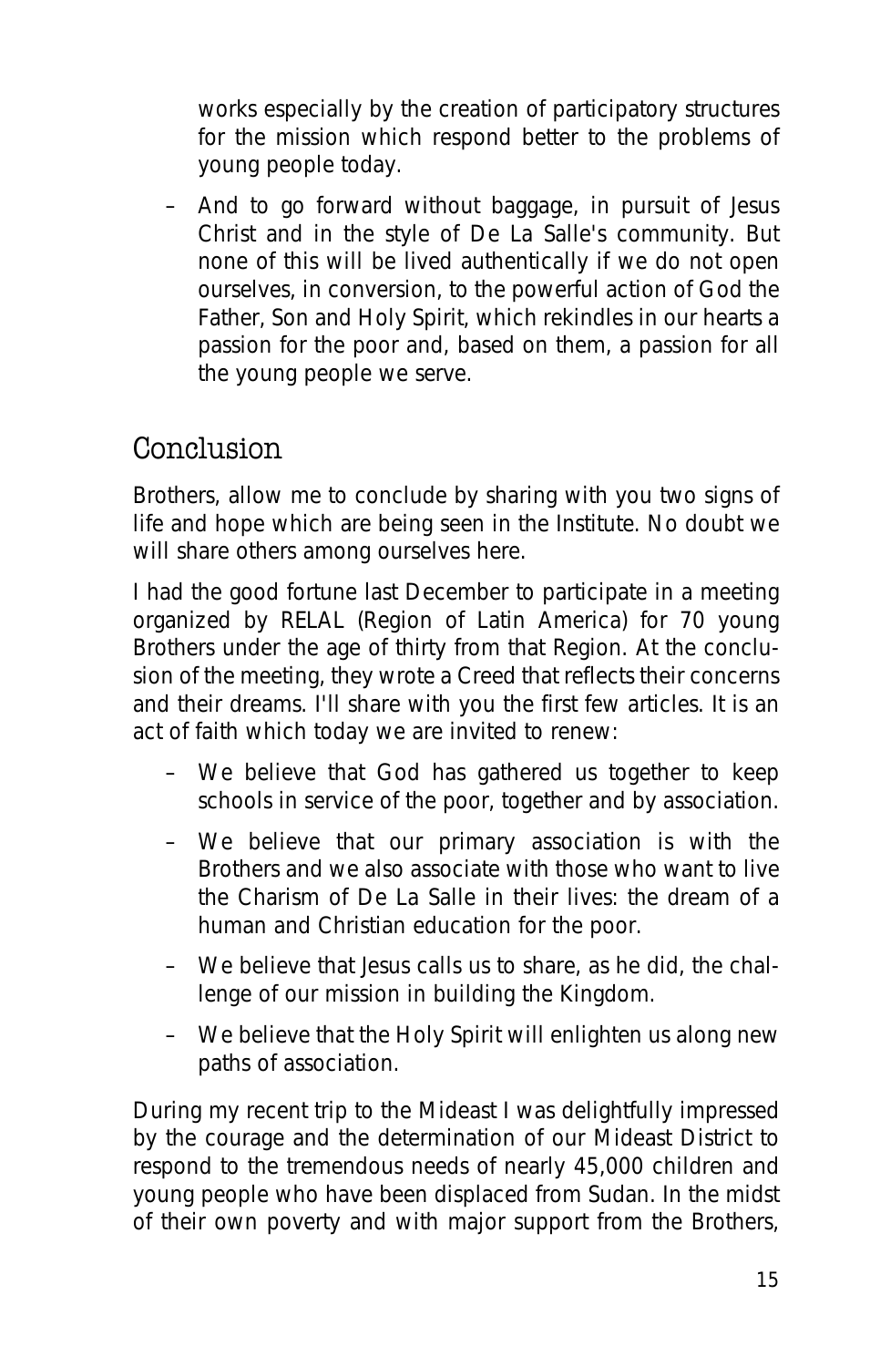works especially by the creation of participatory structures for the mission which respond better to the problems of young people today.

- And to go forward without baggage, in pursuit of Jesus Christ and in the style of De La Salle's community. But none of this will be lived authentically if we do not open ourselves, in conversion, to the powerful action of God the Father, Son and Holy Spirit, which rekindles in our hearts a passion for the poor and, based on them, a passion for all the young people we serve.

## Conclusion

Brothers, allow me to conclude by sharing with you two signs of life and hope which are being seen in the Institute. No doubt we will share others among ourselves here.

I had the good fortune last December to participate in a meeting organized by RELAL (Region of Latin America) for 70 young Brothers under the age of thirty from that Region. At the conclusion of the meeting, they wrote a Creed that reflects their concerns and their dreams. I'll share with you the first few articles. It is an act of faith which today we are invited to renew:

- We believe that God has gathered us together to keep schools in service of the poor, together and by association.
- We believe that our primary association is with the Brothers and we also associate with those who want to live the Charism of De La Salle in their lives: the dream of a human and Christian education for the poor.
- We believe that Jesus calls us to share, as he did, the challenge of our mission in building the Kingdom.
- We believe that the Holy Spirit will enlighten us along new paths of association.

During my recent trip to the Mideast I was delightfully impressed by the courage and the determination of our Mideast District to respond to the tremendous needs of nearly 45,000 children and young people who have been displaced from Sudan. In the midst of their own poverty and with major support from the Brothers,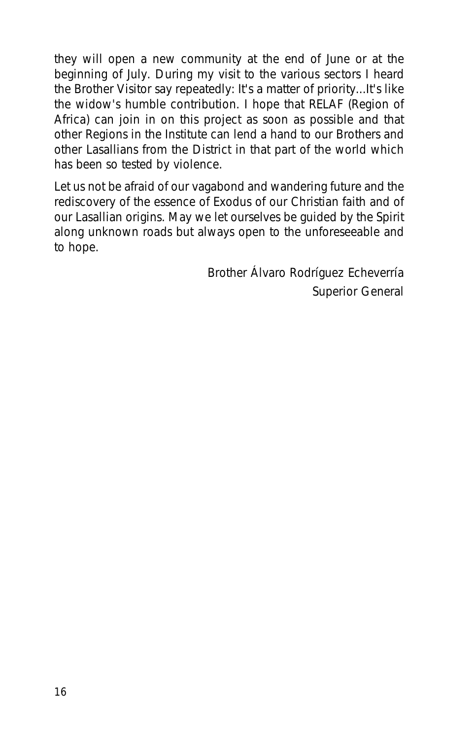they will open a new community at the end of June or at the beginning of July. During my visit to the various sectors I heard the Brother Visitor say repeatedly: It's a matter of priority...It's like the widow's humble contribution. I hope that RELAF (Region of Africa) can join in on this project as soon as possible and that other Regions in the Institute can lend a hand to our Brothers and other Lasallians from the District in that part of the world which has been so tested by violence.

Let us not be afraid of our vagabond and wandering future and the rediscovery of the essence of Exodus of our Christian faith and of our Lasallian origins. May we let ourselves be guided by the Spirit along unknown roads but always open to the unforeseeable and to hope.

Brother Álvaro Rodríguez Echeverría  
Superior General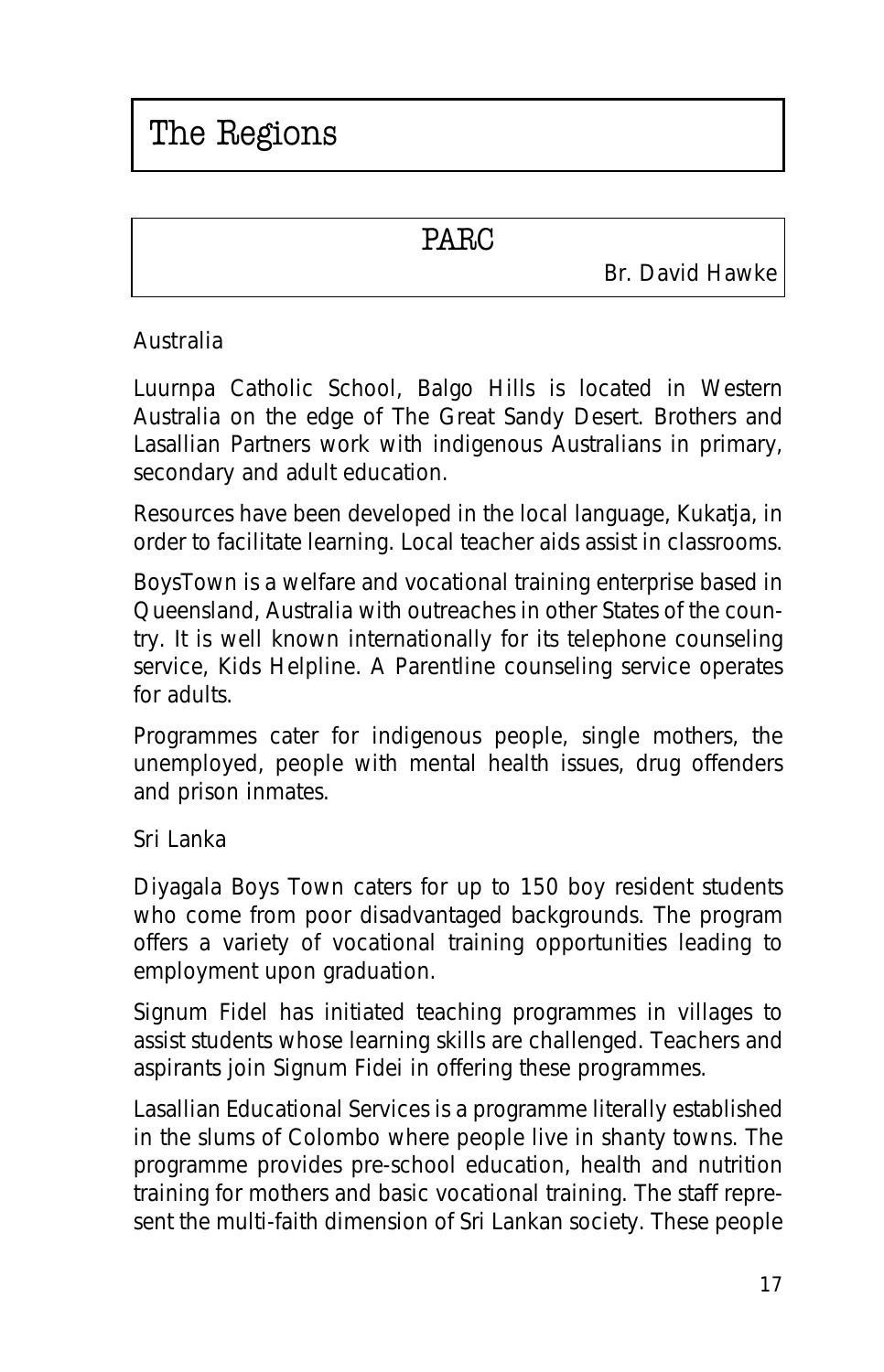# The Regions

## PARC

Br. David Hawke

Australia

Luurnpa Catholic School, Balgo Hills is located in Western Australia on the edge of The Great Sandy Desert. Brothers and Lasallian Partners work with indigenous Australians in primary, secondary and adult education.

Resources have been developed in the local language, Kukatja, in order to facilitate learning. Local teacher aids assist in classrooms.

BoysTown is a welfare and vocational training enterprise based in Queensland, Australia with outreaches in other States of the country. It is well known internationally for its telephone counseling service, Kids Helpline. A Parentline counseling service operates for adults.

Programmes cater for indigenous people, single mothers, the unemployed, people with mental health issues, drug offenders and prison inmates.

Sri Lanka

Diyagala Boys Town caters for up to 150 boy resident students who come from poor disadvantaged backgrounds. The program offers a variety of vocational training opportunities leading to employment upon graduation.

Signum Fidel has initiated teaching programmes in villages to assist students whose learning skills are challenged. Teachers and aspirants join Signum Fidei in offering these programmes.

Lasallian Educational Services is a programme literally established in the slums of Colombo where people live in shanty towns. The programme provides pre-school education, health and nutrition training for mothers and basic vocational training. The staff represent the multi-faith dimension of Sri Lankan society. These people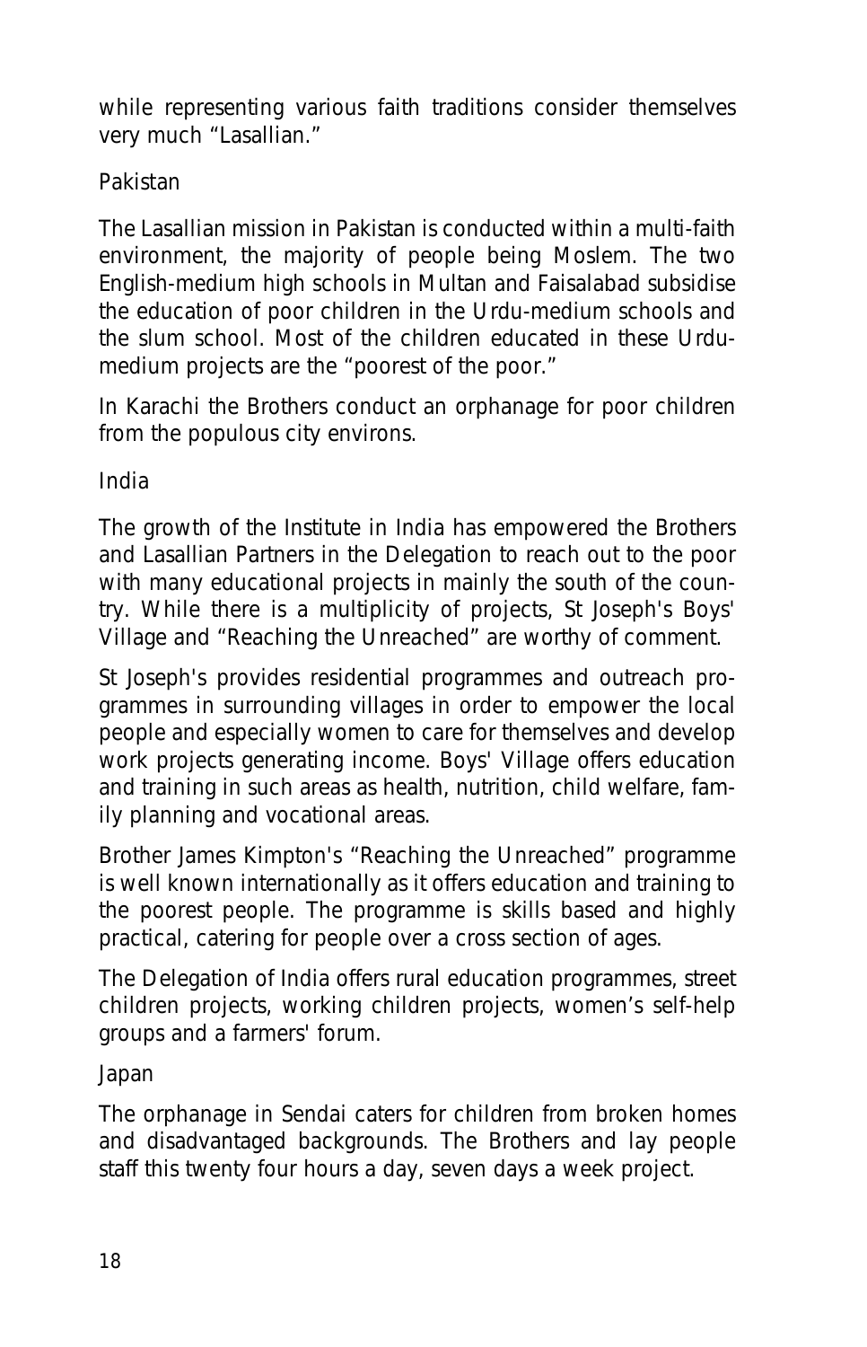while representing various faith traditions consider themselves very much "Lasallian."

Pakistan

The Lasallian mission in Pakistan is conducted within a multi-faith environment, the majority of people being Moslem. The two English-medium high schools in Multan and Faisalabad subsidise the education of poor children in the Urdu-medium schools and the slum school. Most of the children educated in these Urdu-medium projects are the "poorest of the poor."

In Karachi the Brothers conduct an orphanage for poor children from the populous city environs.

India

The growth of the Institute in India has empowered the Brothers and Lasallian Partners in the Delegation to reach out to the poor with many educational projects in mainly the south of the country. While there is a multiplicity of projects, St Joseph's Boys' Village and "Reaching the Unreached" are worthy of comment.

St Joseph's provides residential programmes and outreach programmes in surrounding villages in order to empower the local people and especially women to care for themselves and develop work projects generating income. Boys' Village offers education and training in such areas as health, nutrition, child welfare, family planning and vocational areas.

Brother James Kimpton's "Reaching the Unreached" programme is well known internationally as it offers education and training to the poorest people. The programme is skills based and highly practical, catering for people over a cross section of ages.

The Delegation of India offers rural education programmes, street children projects, working children projects, women's self-help groups and a farmers' forum.

Japan

The orphanage in Sendai caters for children from broken homes and disadvantaged backgrounds. The Brothers and lay people staff this twenty four hours a day, seven days a week project.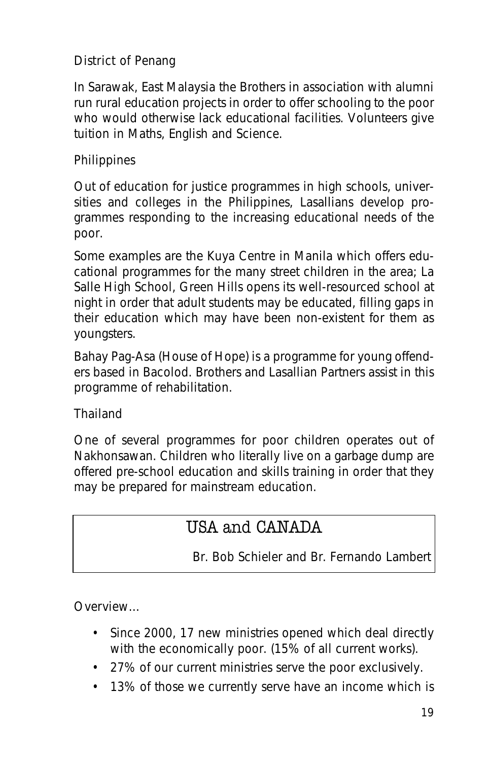District of Penang

In Sarawak, East Malaysia the Brothers in association with alumni run rural education projects in order to offer schooling to the poor who would otherwise lack educational facilities. Volunteers give tuition in Maths, English and Science.

Philippines

Out of education for justice programmes in high schools, universities and colleges in the Philippines, Lasallians develop programmes responding to the increasing educational needs of the poor.

Some examples are the Kuya Centre in Manila which offers educational programmes for the many street children in the area; La Salle High School, Green Hills opens its well-resourced school at night in order that adult students may be educated, filling gaps in their education which may have been non-existent for them as youngsters.

Bahay Pag-Asa (House of Hope) is a programme for young offenders based in Bacolod. Brothers and Lasallian Partners assist in this programme of rehabilitation.

Thailand

One of several programmes for poor children operates out of Nakhonsawan. Children who literally live on a garbage dump are offered pre-school education and skills training in order that they may be prepared for mainstream education.

## USA and CANADA

Br. Bob Schieler and Br. Fernando Lambert

Overview…

- Since 2000, 17 new ministries opened which deal directly with the economically poor. (15% of all current works).
- 27% of our current ministries serve the poor exclusively.
- 13% of those we currently serve have an income which is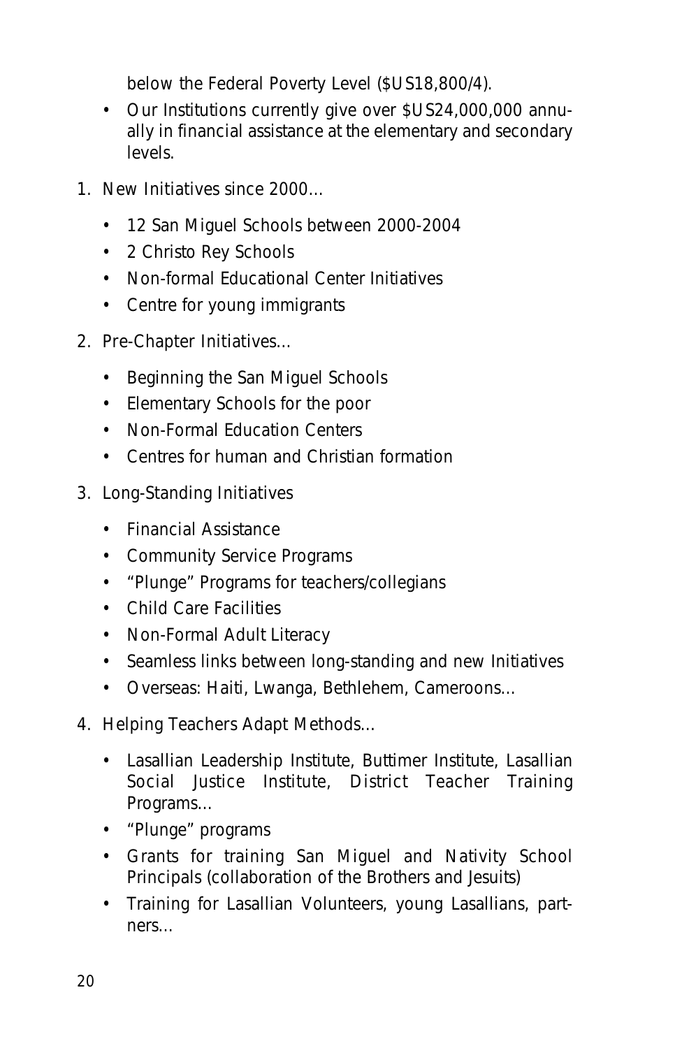below the Federal Poverty Level ($US18,800/4).

- Our Institutions currently give over $US24,000,000 annually in financial assistance at the elementary and secondary levels.

1. New Initiatives since 2000…
   - 12 San Miguel Schools between 2000-2004
   - 2 Christo Rey Schools
   - Non-formal Educational Center Initiatives
   - Centre for young immigrants
2. Pre-Chapter Initiatives…
   - Beginning the San Miguel Schools
   - Elementary Schools for the poor
   - Non-Formal Education Centers
   - Centres for human and Christian formation
3. Long-Standing Initiatives
   - Financial Assistance
   - Community Service Programs
   - "Plunge" Programs for teachers/collegians
   - Child Care Facilities
   - Non-Formal Adult Literacy
   - Seamless links between long-standing and new Initiatives
   - Overseas: Haiti, Lwanga, Bethlehem, Cameroons…
4. Helping Teachers Adapt Methods…
   - Lasallian Leadership Institute, Buttimer Institute, Lasallian Social Justice Institute, District Teacher Training Programs…
   - "Plunge" programs
   - Grants for training San Miguel and Nativity School Principals (collaboration of the Brothers and Jesuits)
   - Training for Lasallian Volunteers, young Lasallians, partners…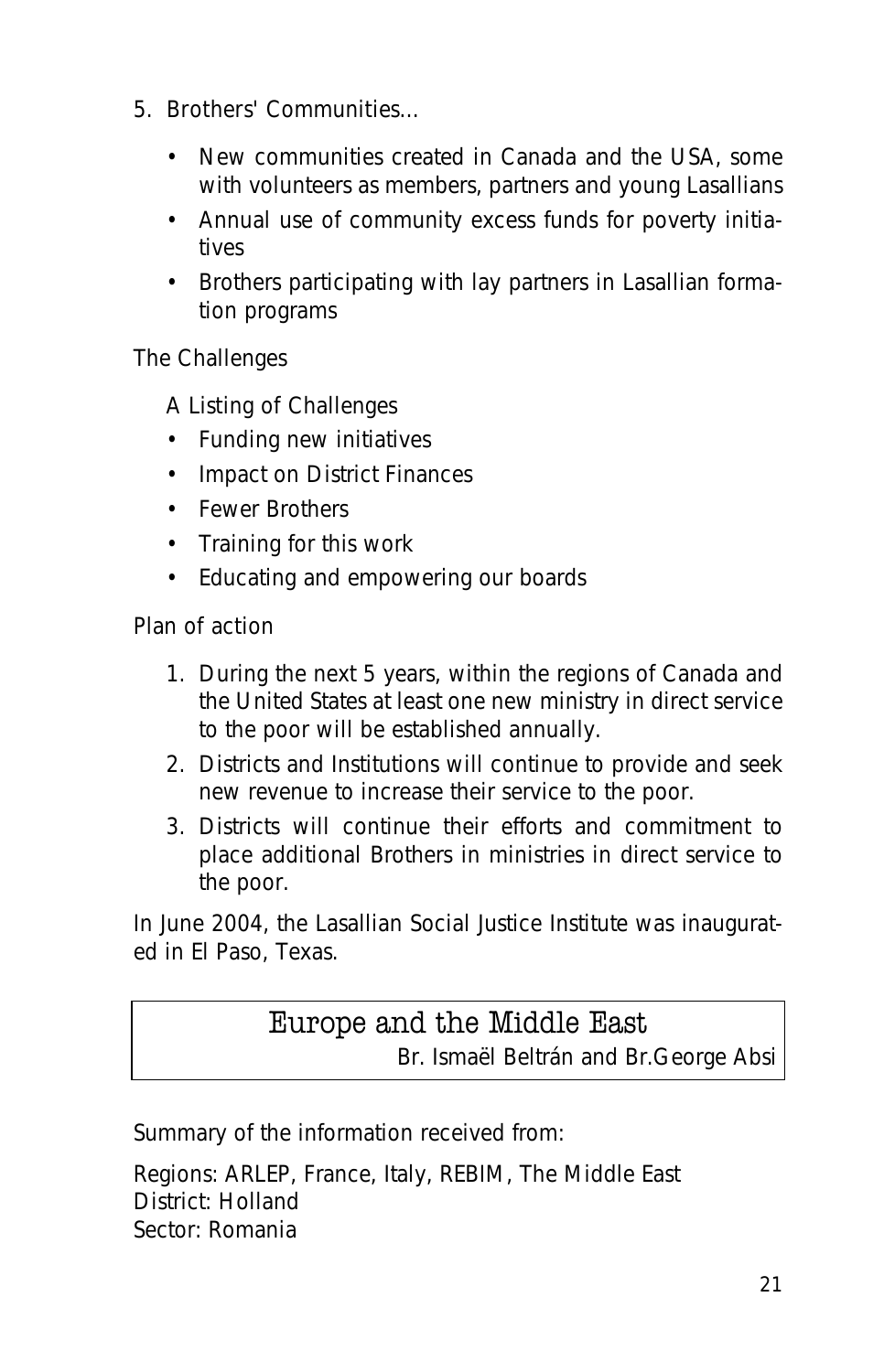5. Brothers' Communities...

   - New communities created in Canada and the USA, some with volunteers as members, partners and young Lasallians
   - Annual use of community excess funds for poverty initiatives
   - Brothers participating with lay partners in Lasallian formation programs

The Challenges

A Listing of Challenges

- Funding new initiatives
- Impact on District Finances
- Fewer Brothers
- Training for this work
- Educating and empowering our boards

Plan of action

1. During the next 5 years, within the regions of Canada and the United States at least one new ministry in direct service to the poor will be established annually.
2. Districts and Institutions will continue to provide and seek new revenue to increase their service to the poor.
3. Districts will continue their efforts and commitment to place additional Brothers in ministries in direct service to the poor.

In June 2004, the Lasallian Social Justice Institute was inaugurated in El Paso, Texas.

## Europe and the Middle East

Br. Ismaël Beltrán and Br.George Absi

Summary of the information received from:

Regions: ARLEP, France, Italy, REBIM, The Middle East
District: Holland
Sector: Romania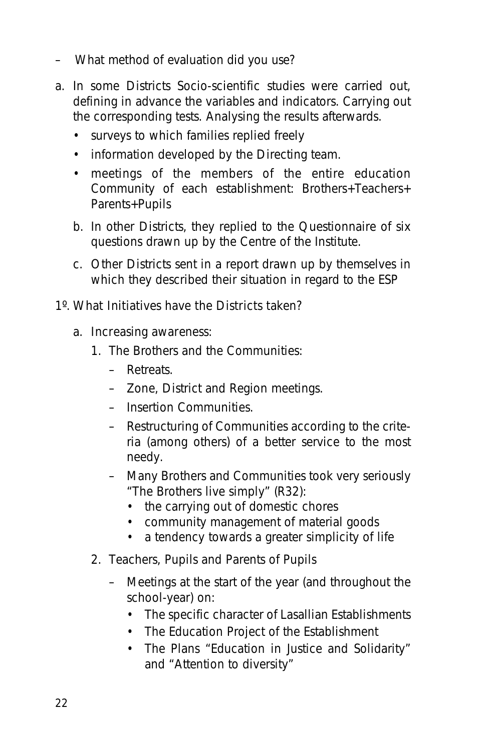– What method of evaluation did you use?

a. In some Districts Socio-scientific studies were carried out, defining in advance the variables and indicators. Carrying out the corresponding tests. Analysing the results afterwards.

   - surveys to which families replied freely
   - information developed by the Directing team.
   - meetings of the members of the entire education Community of each establishment: Brothers+Teachers+ Parents+Pupils

   b. In other Districts, they replied to the Questionnaire of six questions drawn up by the Centre of the Institute.

   c. Other Districts sent in a report drawn up by themselves in which they described their situation in regard to the ESP

1º. What Initiatives have the Districts taken?

   a. Increasing awareness:

      1. The Brothers and the Communities:
         - Retreats.
         - Zone, District and Region meetings.
         - Insertion Communities.
         - Restructuring of Communities according to the criteria (among others) of a better service to the most needy.
         - Many Brothers and Communities took very seriously “The Brothers live simply” (R32):
           - the carrying out of domestic chores
           - community management of material goods
           - a tendency towards a greater simplicity of life

      2. Teachers, Pupils and Parents of Pupils
         - Meetings at the start of the year (and throughout the school-year) on:
           - The specific character of Lasallian Establishments
           - The Education Project of the Establishment
           - The Plans “Education in Justice and Solidarity” and “Attention to diversity”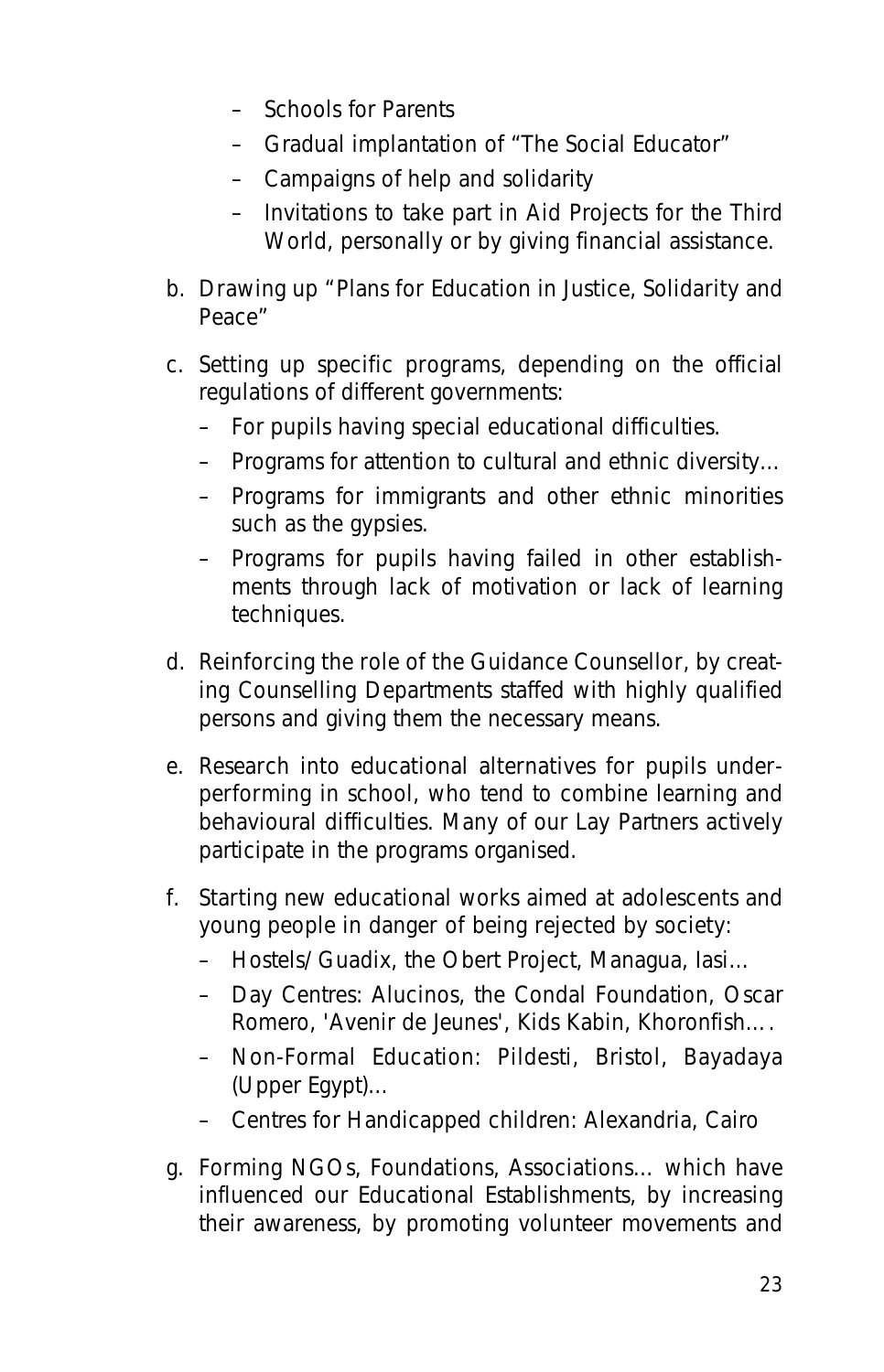- Schools for Parents
  - Gradual implantation of “The Social Educator”
  - Campaigns of help and solidarity
  - Invitations to take part in Aid Projects for the Third World, personally or by giving financial assistance.

b. Drawing up “Plans for Education in Justice, Solidarity and Peace”

c. Setting up specific programs, depending on the official regulations of different governments:
   - For pupils having special educational difficulties.
   - Programs for attention to cultural and ethnic diversity...
   - Programs for immigrants and other ethnic minorities such as the gypsies.
   - Programs for pupils having failed in other establishments through lack of motivation or lack of learning techniques.

d. Reinforcing the role of the Guidance Counsellor, by creating Counselling Departments staffed with highly qualified persons and giving them the necessary means.

e. Research into educational alternatives for pupils underperforming in school, who tend to combine learning and behavioural difficulties. Many of our Lay Partners actively participate in the programs organised.

f. Starting new educational works aimed at adolescents and young people in danger of being rejected by society:
   - Hostels/Guadix, the Obert Project, Managua, Iasi...
   - Day Centres: Alucinos, the Condal Foundation, Oscar Romero, 'Avenir de Jeunes', Kids Kabin, Khoronfish....
   - Non-Formal Education: Pildesti, Bristol, Bayadaya (Upper Egypt)...
   - Centres for Handicapped children: Alexandria, Cairo

g. Forming NGOs, Foundations, Associations... which have influenced our Educational Establishments, by increasing their awareness, by promoting volunteer movements and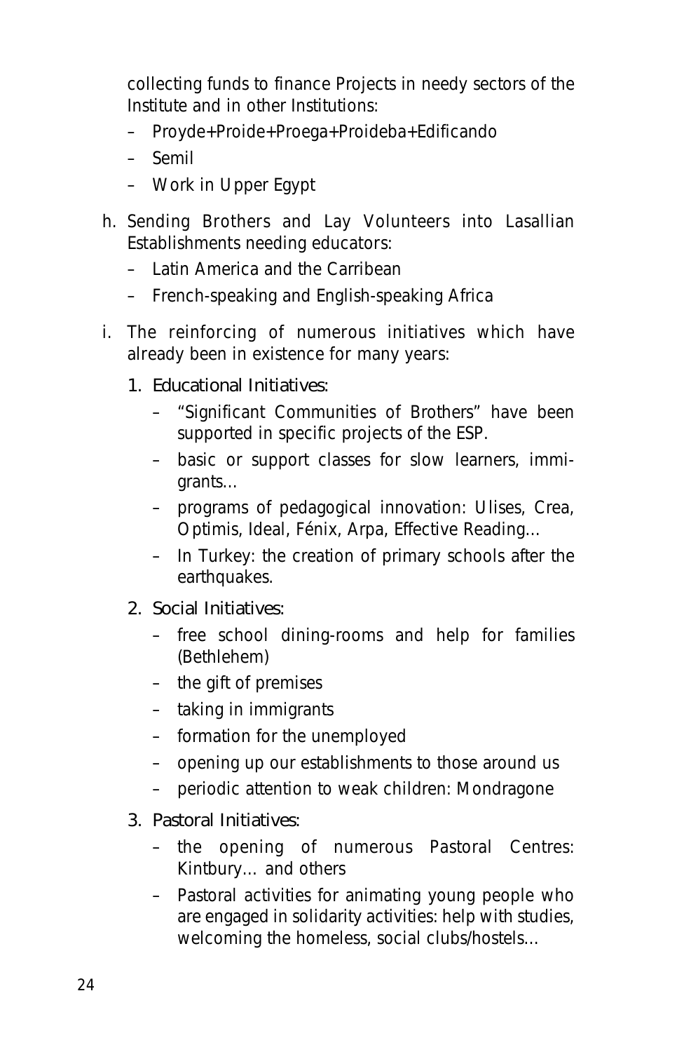collecting funds to finance Projects in needy sectors of the Institute and in other Institutions:

– Proyde+Proide+Proega+Proideba+Edificando
– Semil
– Work in Upper Egypt

h. Sending Brothers and Lay Volunteers into Lasallian Establishments needing educators:

– Latin America and the Carribean
– French-speaking and English-speaking Africa

i. The reinforcing of numerous initiatives which have already been in existence for many years:

1. Educational Initiatives:
   – "Significant Communities of Brothers" have been supported in specific projects of the ESP.
   – basic or support classes for slow learners, immigrants...
   – programs of pedagogical innovation: Ulises, Crea, Optimis, Ideal, Fénix, Arpa, Effective Reading...
   – In Turkey: the creation of primary schools after the earthquakes.

2. Social Initiatives:
   – free school dining-rooms and help for families (Bethlehem)
   – the gift of premises
   – taking in immigrants
   – formation for the unemployed
   – opening up our establishments to those around us
   – periodic attention to weak children: Mondragone

3. Pastoral Initiatives:
   – the opening of numerous Pastoral Centres: Kintbury... and others
   – Pastoral activities for animating young people who are engaged in solidarity activities: help with studies, welcoming the homeless, social clubs/hostels...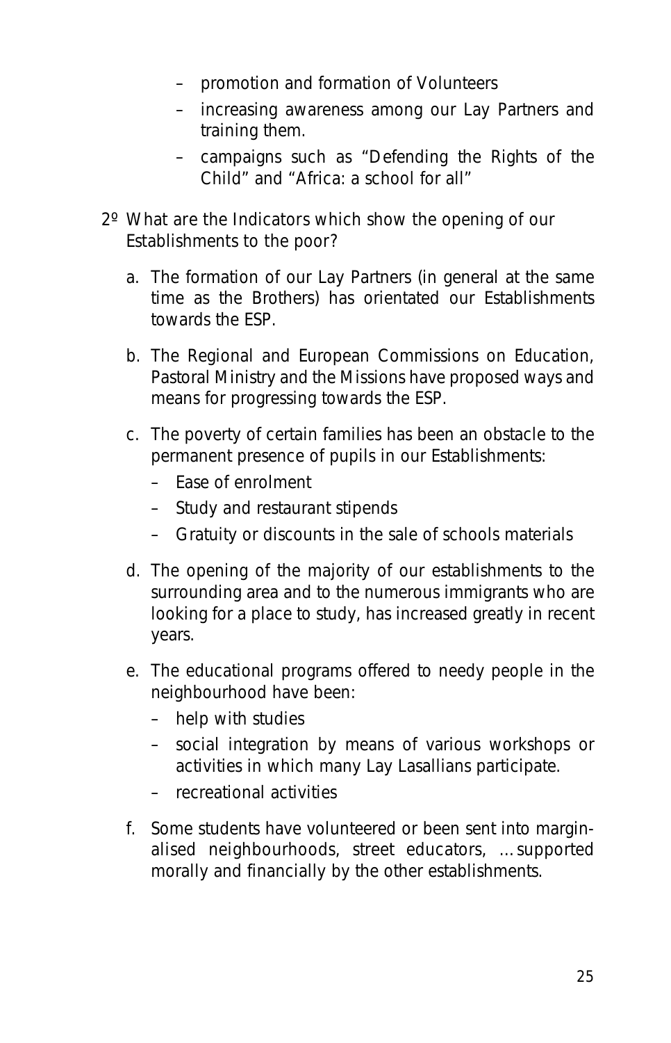- promotion and formation of Volunteers
- increasing awareness among our Lay Partners and training them.
- campaigns such as "Defending the Rights of the Child" and "Africa: a school for all"

2º What are the Indicators which show the opening of our Establishments to the poor?

a. The formation of our Lay Partners (in general at the same time as the Brothers) has orientated our Establishments towards the ESP.

b. The Regional and European Commissions on Education, Pastoral Ministry and the Missions have proposed ways and means for progressing towards the ESP.

c. The poverty of certain families has been an obstacle to the permanent presence of pupils in our Establishments:
   - Ease of enrolment
   - Study and restaurant stipends
   - Gratuity or discounts in the sale of schools materials

d. The opening of the majority of our establishments to the surrounding area and to the numerous immigrants who are looking for a place to study, has increased greatly in recent years.

e. The educational programs offered to needy people in the neighbourhood have been:
   - help with studies
   - social integration by means of various workshops or activities in which many Lay Lasallians participate.
   - recreational activities

f. Some students have volunteered or been sent into marginalised neighbourhoods, street educators, …supported morally and financially by the other establishments.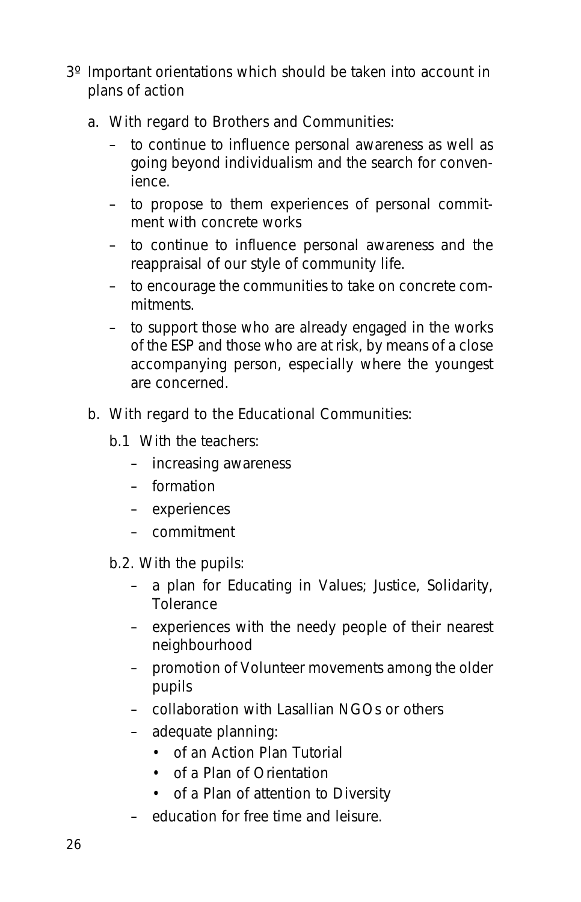3º Important orientations which should be taken into account in plans of action

a. With regard to Brothers and Communities:

   – to continue to influence personal awareness as well as going beyond individualism and the search for convenience.
   – to propose to them experiences of personal commitment with concrete works
   – to continue to influence personal awareness and the reappraisal of our style of community life.
   – to encourage the communities to take on concrete commitments.
   – to support those who are already engaged in the works of the ESP and those who are at risk, by means of a close accompanying person, especially where the youngest are concerned.

b. With regard to the Educational Communities:

   b.1 With the teachers:

   – increasing awareness
   – formation
   – experiences
   – commitment

   b.2. With the pupils:

   – a plan for Educating in Values; Justice, Solidarity, Tolerance
   – experiences with the needy people of their nearest neighbourhood
   – promotion of Volunteer movements among the older pupils
   – collaboration with Lasallian NGOs or others
   – adequate planning:
     • of an Action Plan Tutorial
     • of a Plan of Orientation
     • of a Plan of attention to Diversity
   – education for free time and leisure.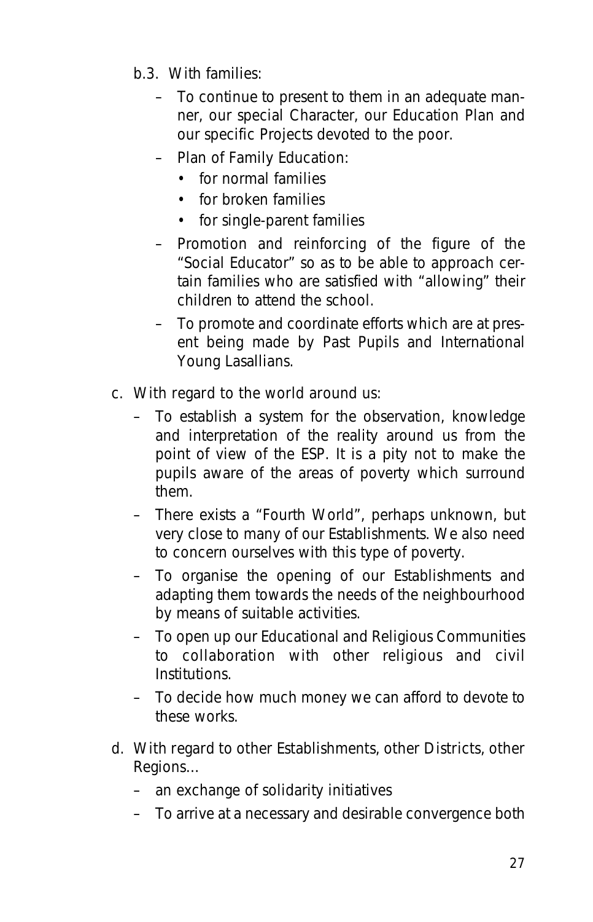b.3. With families:

- To continue to present to them in an adequate manner, our special Character, our Education Plan and our specific Projects devoted to the poor.
- Plan of Family Education:
  - for normal families
  - for broken families
  - for single-parent families
- Promotion and reinforcing of the figure of the "Social Educator" so as to be able to approach certain families who are satisfied with "allowing" their children to attend the school.
- To promote and coordinate efforts which are at present being made by Past Pupils and International Young Lasallians.

c. With regard to the world around us:

- To establish a system for the observation, knowledge and interpretation of the reality around us from the point of view of the ESP. It is a pity not to make the pupils aware of the areas of poverty which surround them.
- There exists a "Fourth World", perhaps unknown, but very close to many of our Establishments. We also need to concern ourselves with this type of poverty.
- To organise the opening of our Establishments and adapting them towards the needs of the neighbourhood by means of suitable activities.
- To open up our Educational and Religious Communities to collaboration with other religious and civil Institutions.
- To decide how much money we can afford to devote to these works.

d. With regard to other Establishments, other Districts, other Regions…

- an exchange of solidarity initiatives
- To arrive at a necessary and desirable convergence both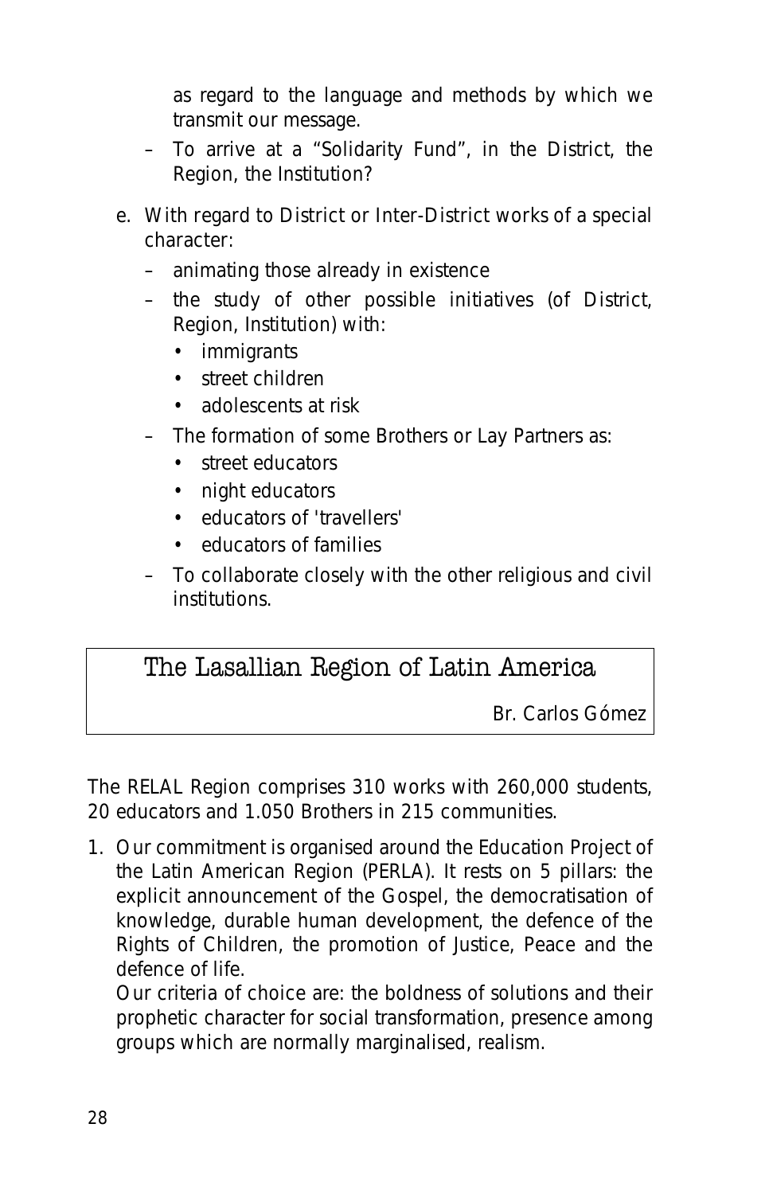as regard to the language and methods by which we transmit our message.

- To arrive at a "Solidarity Fund", in the District, the Region, the Institution?

e. With regard to District or Inter-District works of a special character:
   - animating those already in existence
   - the study of other possible initiatives (of District, Region, Institution) with:
     - immigrants
     - street children
     - adolescents at risk
   - The formation of some Brothers or Lay Partners as:
     - street educators
     - night educators
     - educators of 'travellers'
     - educators of families
   - To collaborate closely with the other religious and civil institutions.

## The Lasallian Region of Latin America

*Br. Carlos Gómez*

The RELAL Region comprises 310 works with 260,000 students, 20 educators and 1.050 Brothers in 215 communities.

1. Our commitment is organised around the Education Project of the Latin American Region (PERLA). It rests on 5 pillars: the explicit announcement of the Gospel, the democratisation of knowledge, durable human development, the defence of the Rights of Children, the promotion of Justice, Peace and the defence of life.
   Our criteria of choice are: the boldness of solutions and their prophetic character for social transformation, presence among groups which are normally marginalised, realism.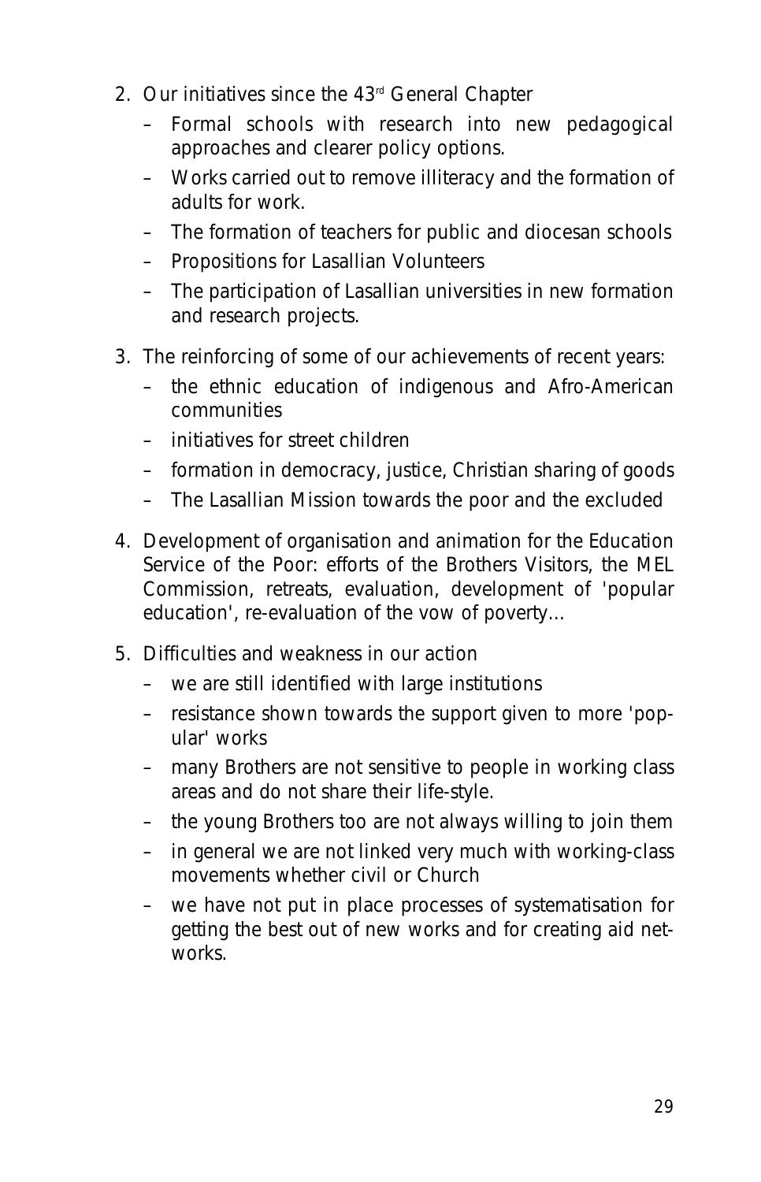2. Our initiatives since the 43rd General Chapter
   - Formal schools with research into new pedagogical approaches and clearer policy options.
   - Works carried out to remove illiteracy and the formation of adults for work.
   - The formation of teachers for public and diocesan schools
   - Propositions for Lasallian Volunteers
   - The participation of Lasallian universities in new formation and research projects.
3. The reinforcing of some of our achievements of recent years:
   - the ethnic education of indigenous and Afro-American communities
   - initiatives for street children
   - formation in democracy, justice, Christian sharing of goods
   - The Lasallian Mission towards the poor and the excluded
4. Development of organisation and animation for the Education Service of the Poor: efforts of the Brothers Visitors, the MEL Commission, retreats, evaluation, development of 'popular education', re-evaluation of the vow of poverty…
5. Difficulties and weakness in our action
   - we are still identified with large institutions
   - resistance shown towards the support given to more 'popular' works
   - many Brothers are not sensitive to people in working class areas and do not share their life-style.
   - the young Brothers too are not always willing to join them
   - in general we are not linked very much with working-class movements whether civil or Church
   - we have not put in place processes of systematisation for getting the best out of new works and for creating aid networks.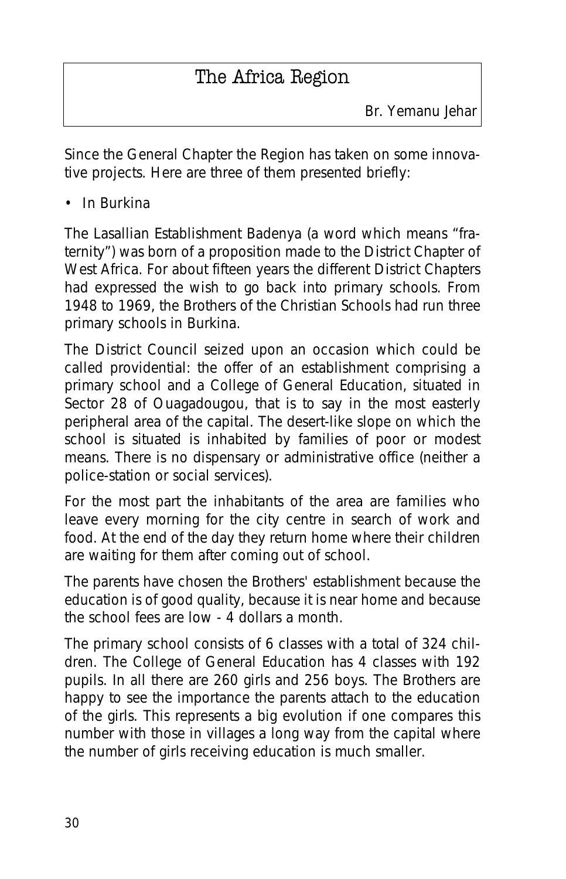# The Africa Region

Br. Yemanu Jehar

Since the General Chapter the Region has taken on some innovative projects. Here are three of them presented briefly:

- In Burkina

The Lasallian Establishment Badenya (a word which means "fraternity") was born of a proposition made to the District Chapter of West Africa. For about fifteen years the different District Chapters had expressed the wish to go back into primary schools. From 1948 to 1969, the Brothers of the Christian Schools had run three primary schools in Burkina.

The District Council seized upon an occasion which could be called providential: the offer of an establishment comprising a primary school and a College of General Education, situated in Sector 28 of Ouagadougou, that is to say in the most easterly peripheral area of the capital. The desert-like slope on which the school is situated is inhabited by families of poor or modest means. There is no dispensary or administrative office (neither a police-station or social services).

For the most part the inhabitants of the area are families who leave every morning for the city centre in search of work and food. At the end of the day they return home where their children are waiting for them after coming out of school.

The parents have chosen the Brothers' establishment because the education is of good quality, because it is near home and because the school fees are low - 4 dollars a month.

The primary school consists of 6 classes with a total of 324 children. The College of General Education has 4 classes with 192 pupils. In all there are 260 girls and 256 boys. The Brothers are happy to see the importance the parents attach to the education of the girls. This represents a big evolution if one compares this number with those in villages a long way from the capital where the number of girls receiving education is much smaller.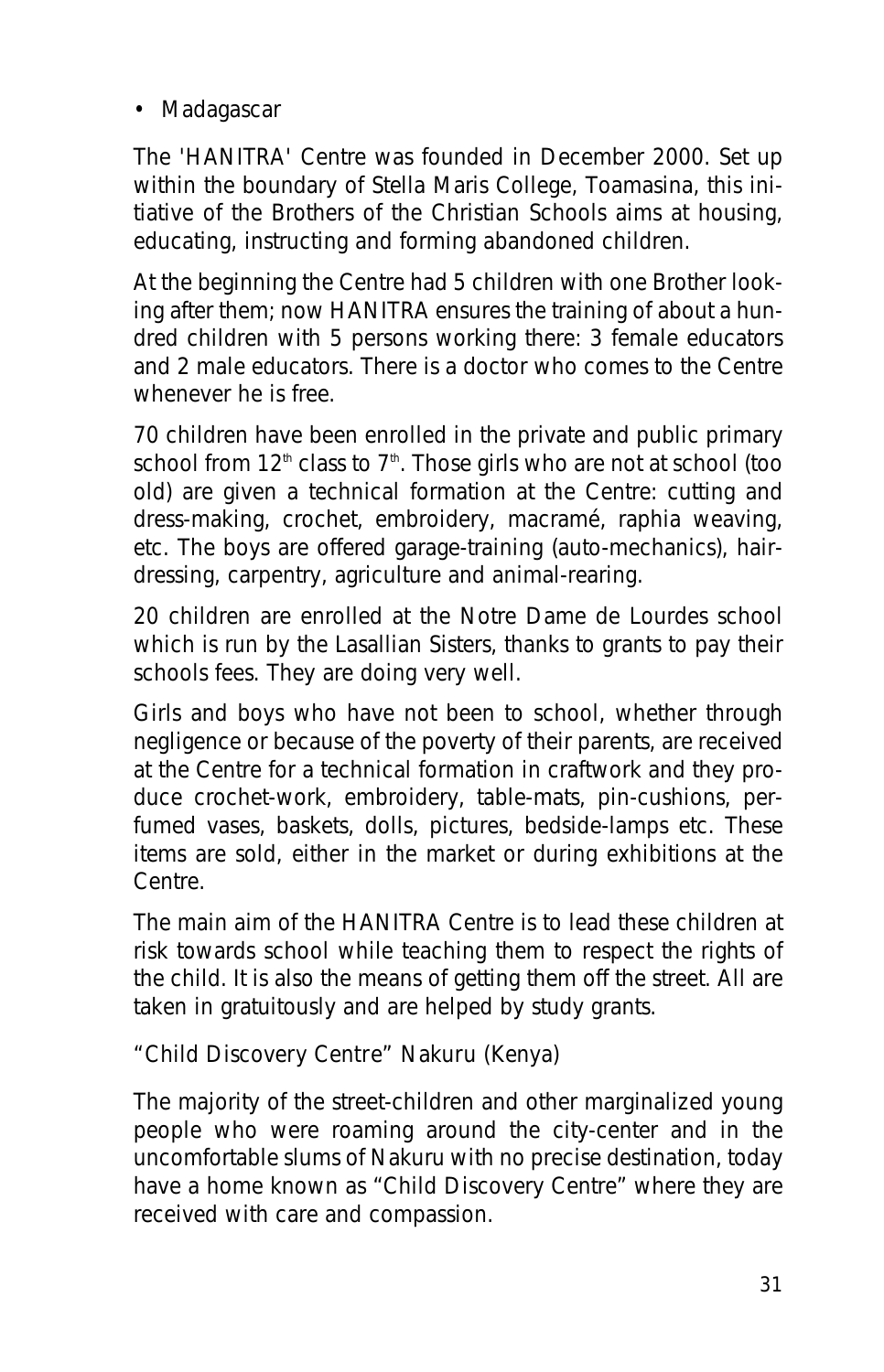- Madagascar

The 'HANITRA' Centre was founded in December 2000. Set up within the boundary of Stella Maris College, Toamasina, this initiative of the Brothers of the Christian Schools aims at housing, educating, instructing and forming abandoned children.

At the beginning the Centre had 5 children with one Brother looking after them; now HANITRA ensures the training of about a hundred children with 5 persons working there: 3 female educators and 2 male educators. There is a doctor who comes to the Centre whenever he is free.

70 children have been enrolled in the private and public primary school from 12th class to 7th. Those girls who are not at school (too old) are given a technical formation at the Centre: cutting and dress-making, crochet, embroidery, macramé, raphia weaving, etc. The boys are offered garage-training (auto-mechanics), hair-dressing, carpentry, agriculture and animal-rearing.

20 children are enrolled at the Notre Dame de Lourdes school which is run by the Lasallian Sisters, thanks to grants to pay their schools fees. They are doing very well.

Girls and boys who have not been to school, whether through negligence or because of the poverty of their parents, are received at the Centre for a technical formation in craftwork and they produce crochet-work, embroidery, table-mats, pin-cushions, perfumed vases, baskets, dolls, pictures, bedside-lamps etc. These items are sold, either in the market or during exhibitions at the Centre.

The main aim of the HANITRA Centre is to lead these children at risk towards school while teaching them to respect the rights of the child. It is also the means of getting them off the street. All are taken in gratuitously and are helped by study grants.

"Child Discovery Centre" Nakuru (Kenya)

The majority of the street-children and other marginalized young people who were roaming around the city-center and in the uncomfortable slums of Nakuru with no precise destination, today have a home known as "Child Discovery Centre" where they are received with care and compassion.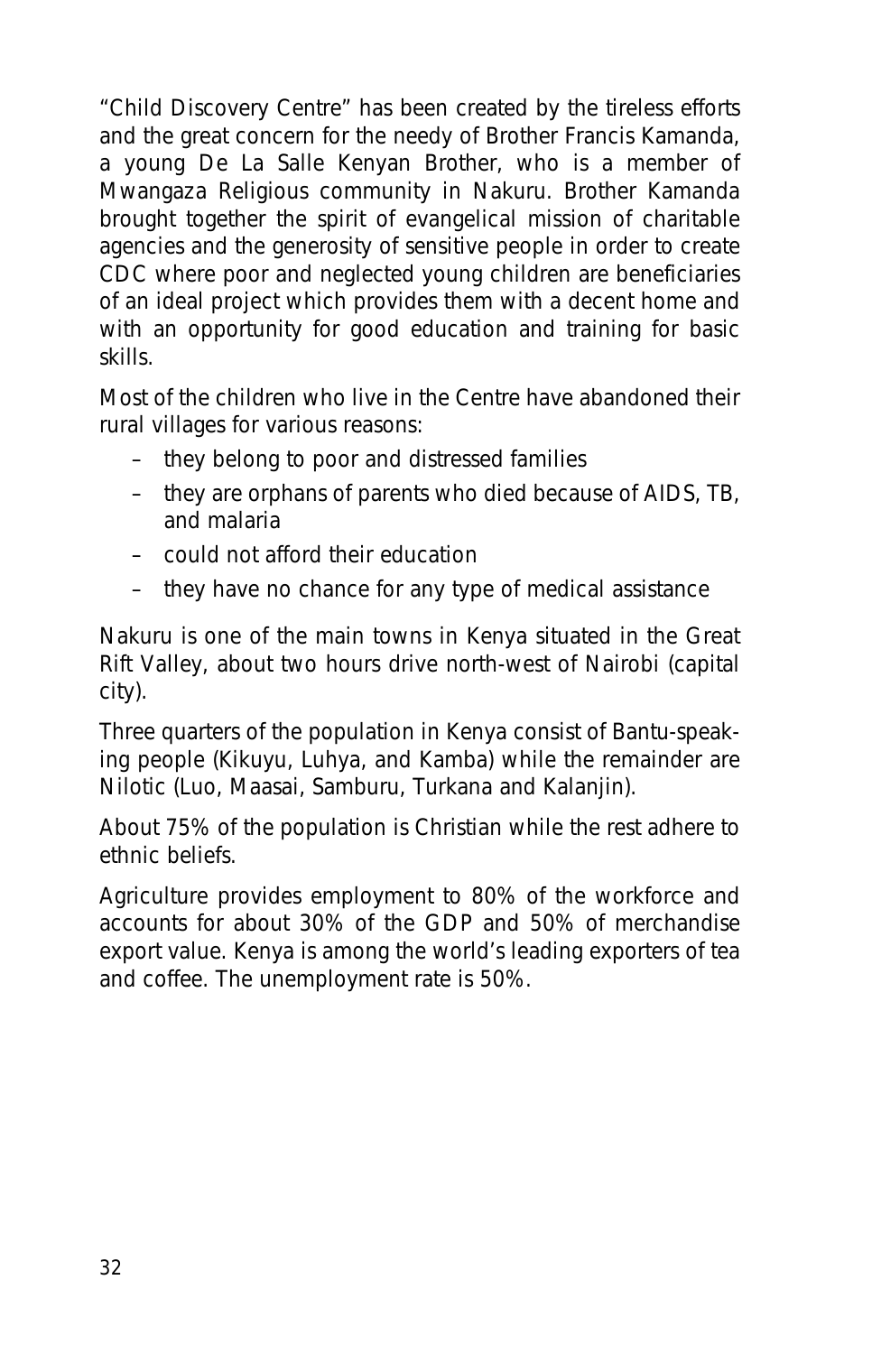"Child Discovery Centre" has been created by the tireless efforts and the great concern for the needy of Brother Francis Kamanda, a young De La Salle Kenyan Brother, who is a member of Mwangaza Religious community in Nakuru. Brother Kamanda brought together the spirit of evangelical mission of charitable agencies and the generosity of sensitive people in order to create CDC where poor and neglected young children are beneficiaries of an ideal project which provides them with a decent home and with an opportunity for good education and training for basic skills.

Most of the children who live in the Centre have abandoned their rural villages for various reasons:

- they belong to poor and distressed families
- they are orphans of parents who died because of AIDS, TB, and malaria
- could not afford their education
- they have no chance for any type of medical assistance

Nakuru is one of the main towns in Kenya situated in the Great Rift Valley, about two hours drive north-west of Nairobi (capital city).

Three quarters of the population in Kenya consist of Bantu-speaking people (Kikuyu, Luhya, and Kamba) while the remainder are Nilotic (Luo, Maasai, Samburu, Turkana and Kalanjin).

About 75% of the population is Christian while the rest adhere to ethnic beliefs.

Agriculture provides employment to 80% of the workforce and accounts for about 30% of the GDP and 50% of merchandise export value. Kenya is among the world's leading exporters of tea and coffee. The unemployment rate is 50%.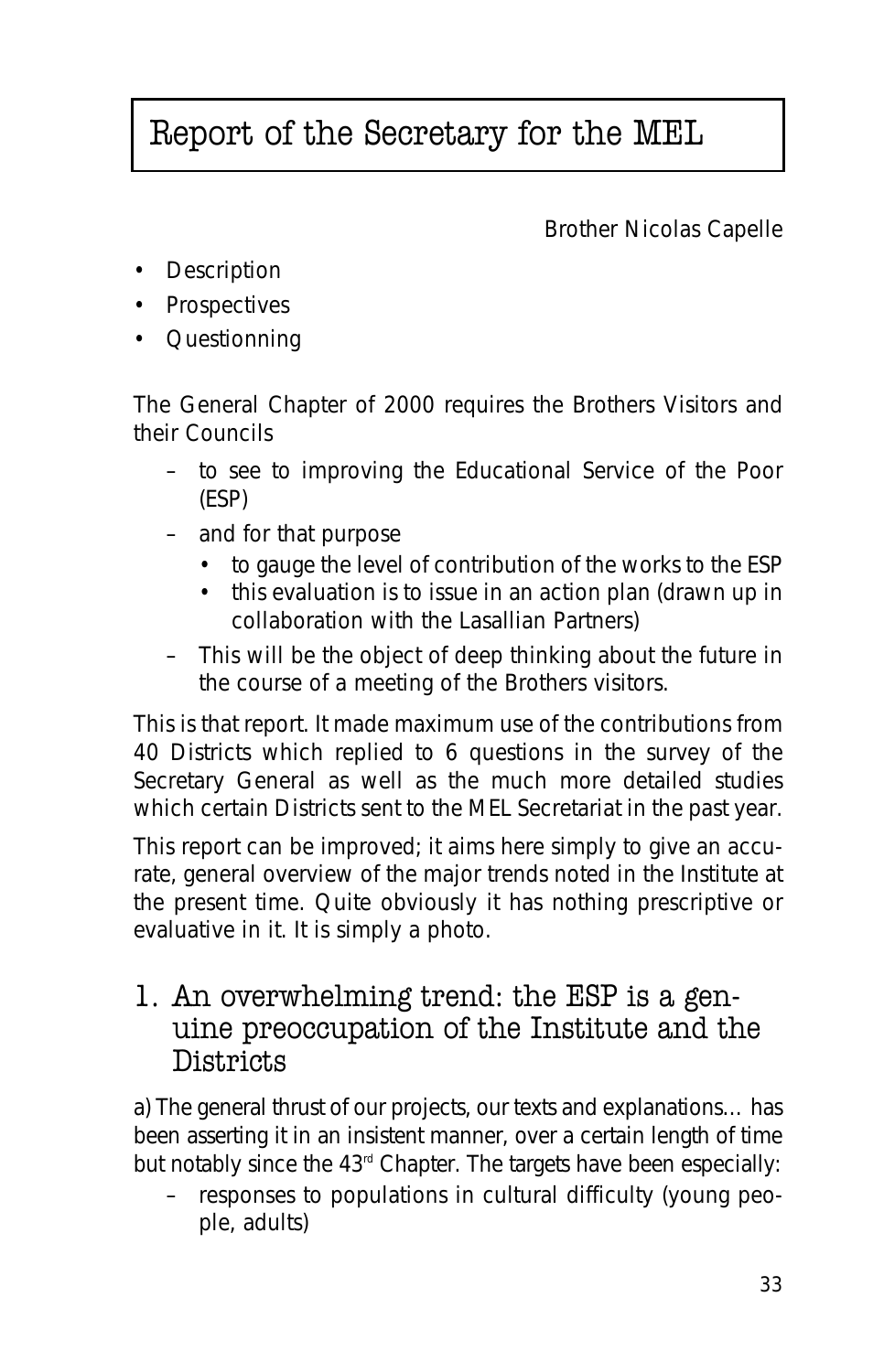# Report of the Secretary for the MEL

Brother Nicolas Capelle

- Description
- Prospectives
- Questionning

The General Chapter of 2000 requires the Brothers Visitors and their Councils

- to see to improving the Educational Service of the Poor (ESP)
- and for that purpose
  - to gauge the level of contribution of the works to the ESP
  - this evaluation is to issue in an action plan (drawn up in collaboration with the Lasallian Partners)
- This will be the object of deep thinking about the future in the course of a meeting of the Brothers visitors.

This is that report. It made maximum use of the contributions from 40 Districts which replied to 6 questions in the survey of the Secretary General as well as the much more detailed studies which certain Districts sent to the MEL Secretariat in the past year.

This report can be improved; it aims here simply to give an accurate, general overview of the major trends noted in the Institute at the present time. Quite obviously it has nothing prescriptive or evaluative in it. It is simply a photo.

## 1. An overwhelming trend: the ESP is a genuine preoccupation of the Institute and the Districts

a) The general thrust of our projects, our texts and explanations… has been asserting it in an insistent manner, over a certain length of time but notably since the 43rd Chapter. The targets have been especially:

- responses to populations in cultural difficulty (young people, adults)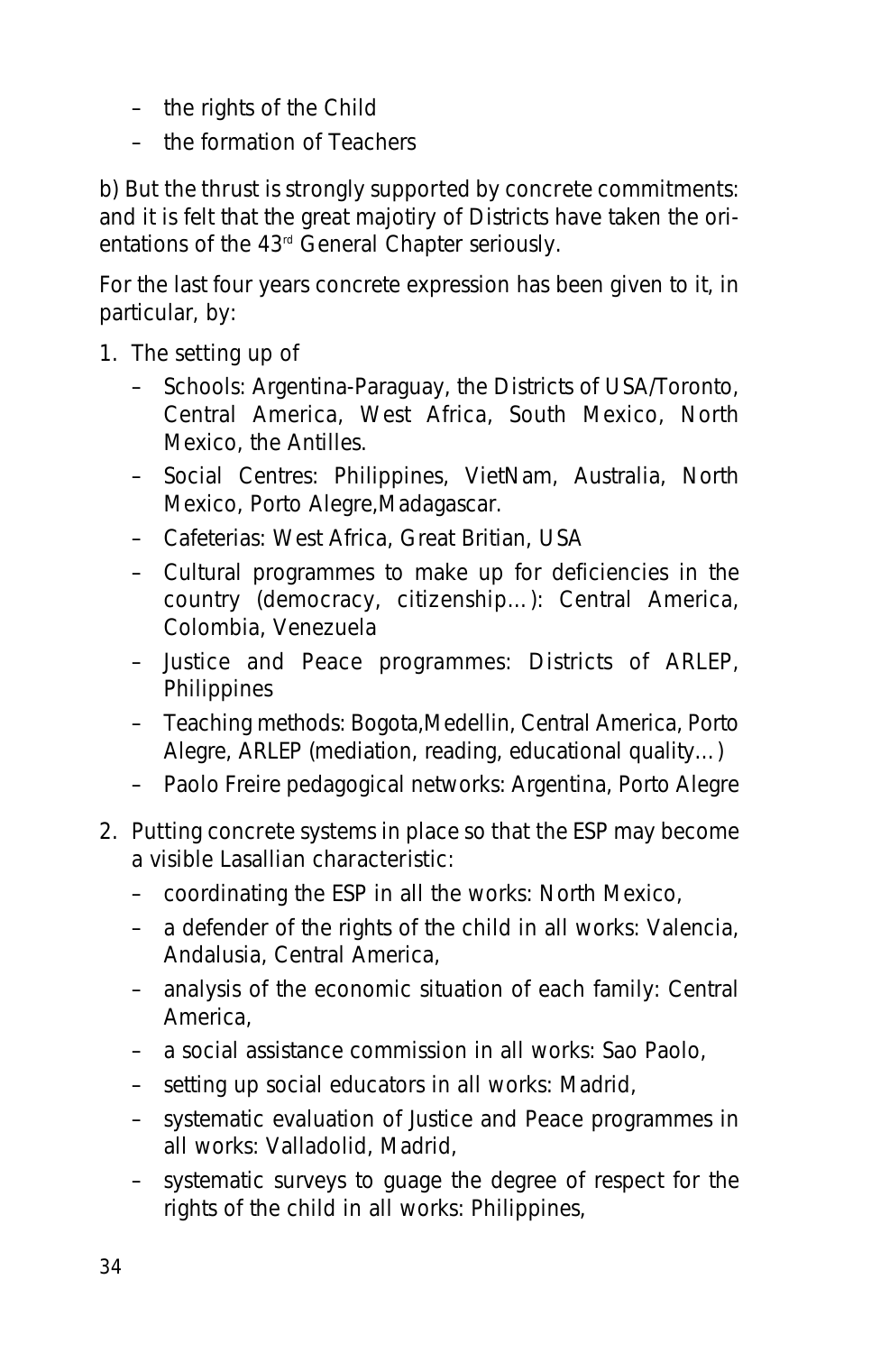- the rights of the Child
- the formation of Teachers

b) But the thrust is strongly supported by concrete commitments: and it is felt that the great majotiry of Districts have taken the orientations of the 43rd General Chapter seriously.

For the last four years concrete expression has been given to it, in particular, by:

1. The setting up of
   - Schools: Argentina-Paraguay, the Districts of USA/Toronto, Central America, West Africa, South Mexico, North Mexico, the Antilles.
   - Social Centres: Philippines, VietNam, Australia, North Mexico, Porto Alegre,Madagascar.
   - Cafeterias: West Africa, Great Britian, USA
   - Cultural programmes to make up for deficiencies in the country (democracy, citizenship…): Central America, Colombia, Venezuela
   - Justice and Peace programmes: Districts of ARLEP, Philippines
   - Teaching methods: Bogota,Medellin, Central America, Porto Alegre, ARLEP (mediation, reading, educational quality…)
   - Paolo Freire pedagogical networks: Argentina, Porto Alegre
2. Putting concrete systems in place so that the ESP may become a visible Lasallian characteristic:
   - coordinating the ESP in all the works: North Mexico,
   - a defender of the rights of the child in all works: Valencia, Andalusia, Central America,
   - analysis of the economic situation of each family: Central America,
   - a social assistance commission in all works: Sao Paolo,
   - setting up social educators in all works: Madrid,
   - systematic evaluation of Justice and Peace programmes in all works: Valladolid, Madrid,
   - systematic surveys to guage the degree of respect for the rights of the child in all works: Philippines,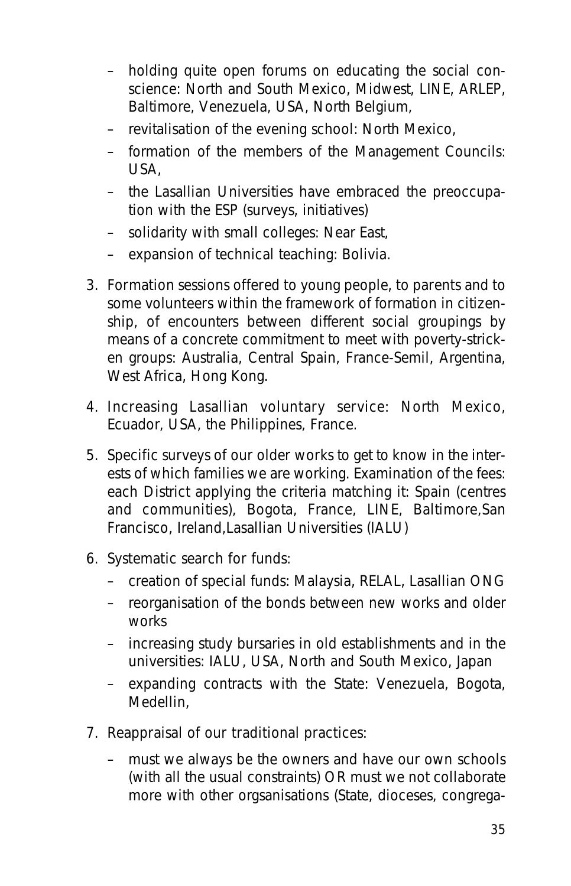- holding quite open forums on educating the social conscience: North and South Mexico, Midwest, LINE, ARLEP, Baltimore, Venezuela, USA, North Belgium,
- revitalisation of the evening school: North Mexico,
- formation of the members of the Management Councils: USA,
- the Lasallian Universities have embraced the preoccupation with the ESP (surveys, initiatives)
- solidarity with small colleges: Near East,
- expansion of technical teaching: Bolivia.

3. Formation sessions offered to young people, to parents and to some volunteers within the framework of formation in citizenship, of encounters between different social groupings by means of a concrete commitment to meet with poverty-stricken groups: Australia, Central Spain, France-Semil, Argentina, West Africa, Hong Kong.

4. Increasing Lasallian voluntary service: North Mexico, Ecuador, USA, the Philippines, France.

5. Specific surveys of our older works to get to know in the interests of which families we are working. Examination of the fees: each District applying the criteria matching it: Spain (centres and communities), Bogota, France, LINE, Baltimore,San Francisco, Ireland,Lasallian Universities (IALU)

6. Systematic search for funds:
   - creation of special funds: Malaysia, RELAL, Lasallian ONG
   - reorganisation of the bonds between new works and older works
   - increasing study bursaries in old establishments and in the universities: IALU, USA, North and South Mexico, Japan
   - expanding contracts with the State: Venezuela, Bogota, Medellin,

7. Reappraisal of our traditional practices:
   - must we always be the owners and have our own schools (with all the usual constraints) OR must we not collaborate more with other orgsanisations (State, dioceses, congrega-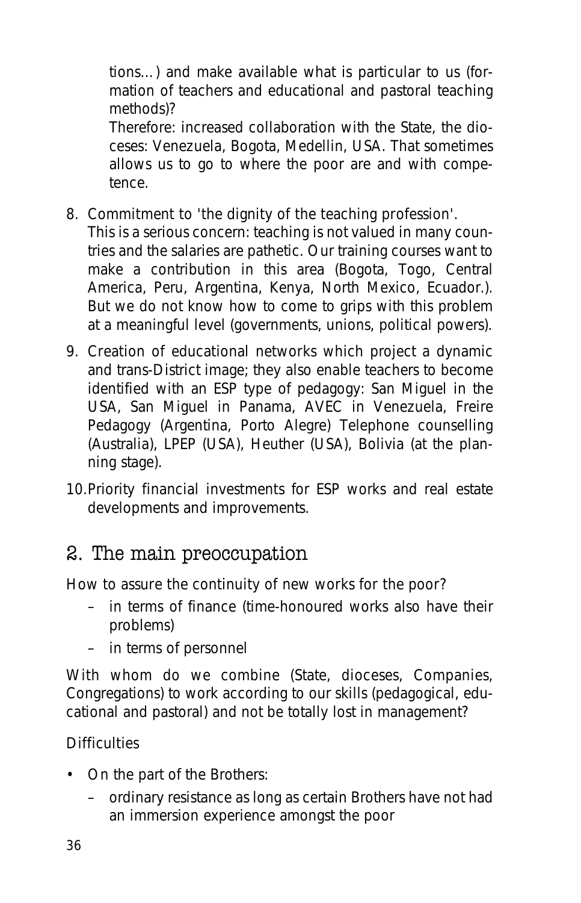tions…) and make available what is particular to us (formation of teachers and educational and pastoral teaching methods)?

Therefore: increased collaboration with the State, the dioceses: Venezuela, Bogota, Medellin, USA. That sometimes allows us to go to where the poor are and with competence.

8. Commitment to 'the dignity of the teaching profession'.
   This is a serious concern: teaching is not valued in many countries and the salaries are pathetic. Our training courses want to make a contribution in this area (Bogota, Togo, Central America, Peru, Argentina, Kenya, North Mexico, Ecuador.). But we do not know how to come to grips with this problem at a meaningful level (governments, unions, political powers).

9. Creation of educational networks which project a dynamic and trans-District image; they also enable teachers to become identified with an ESP type of pedagogy: San Miguel in the USA, San Miguel in Panama, AVEC in Venezuela, Freire Pedagogy (Argentina, Porto Alegre) Telephone counselling (Australia), LPEP (USA), Heuther (USA), Bolivia (at the planning stage).

10. Priority financial investments for ESP works and real estate developments and improvements.

## 2. The main preoccupation

How to assure the continuity of new works for the poor?

- in terms of finance (time-honoured works also have their problems)
- in terms of personnel

With whom do we combine (State, dioceses, Companies, Congregations) to work according to our skills (pedagogical, educational and pastoral) and not be totally lost in management?

Difficulties

- On the part of the Brothers:
  - ordinary resistance as long as certain Brothers have not had an immersion experience amongst the poor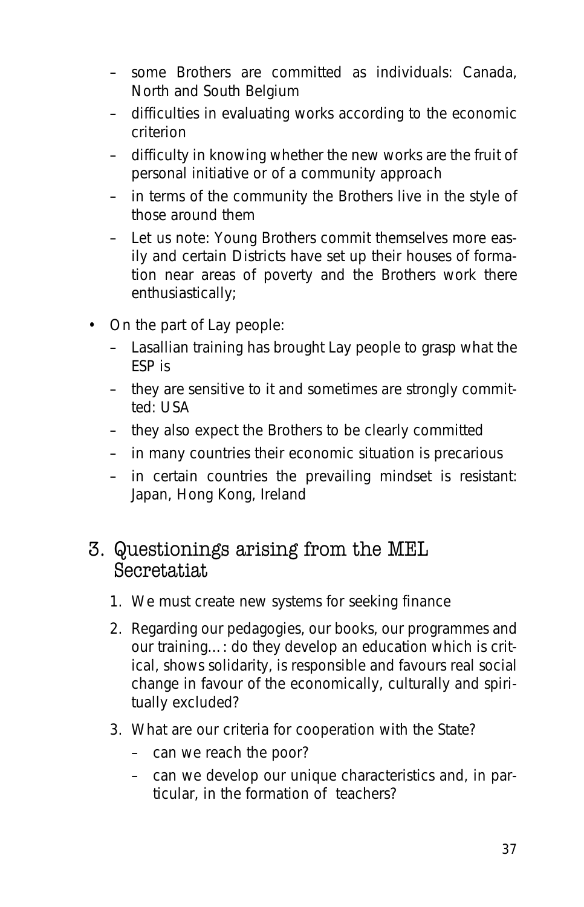- some Brothers are committed as individuals: Canada, North and South Belgium
  - difficulties in evaluating works according to the economic criterion
  - difficulty in knowing whether the new works are the fruit of personal initiative or of a community approach
  - in terms of the community the Brothers live in the style of those around them
  - Let us note: Young Brothers commit themselves more easily and certain Districts have set up their houses of formation near areas of poverty and the Brothers work there enthusiastically;

- On the part of Lay people:
  - Lasallian training has brought Lay people to grasp what the ESP is
  - they are sensitive to it and sometimes are strongly committed: USA
  - they also expect the Brothers to be clearly committed
  - in many countries their economic situation is precarious
  - in certain countries the prevailing mindset is resistant: Japan, Hong Kong, Ireland

## 3. Questionings arising from the MEL Secretatiat

1. We must create new systems for seeking finance
2. Regarding our pedagogies, our books, our programmes and our training…: do they develop an education which is critical, shows solidarity, is responsible and favours real social change in favour of the economically, culturally and spiritually excluded?
3. What are our criteria for cooperation with the State?
   - can we reach the poor?
   - can we develop our unique characteristics and, in particular, in the formation of teachers?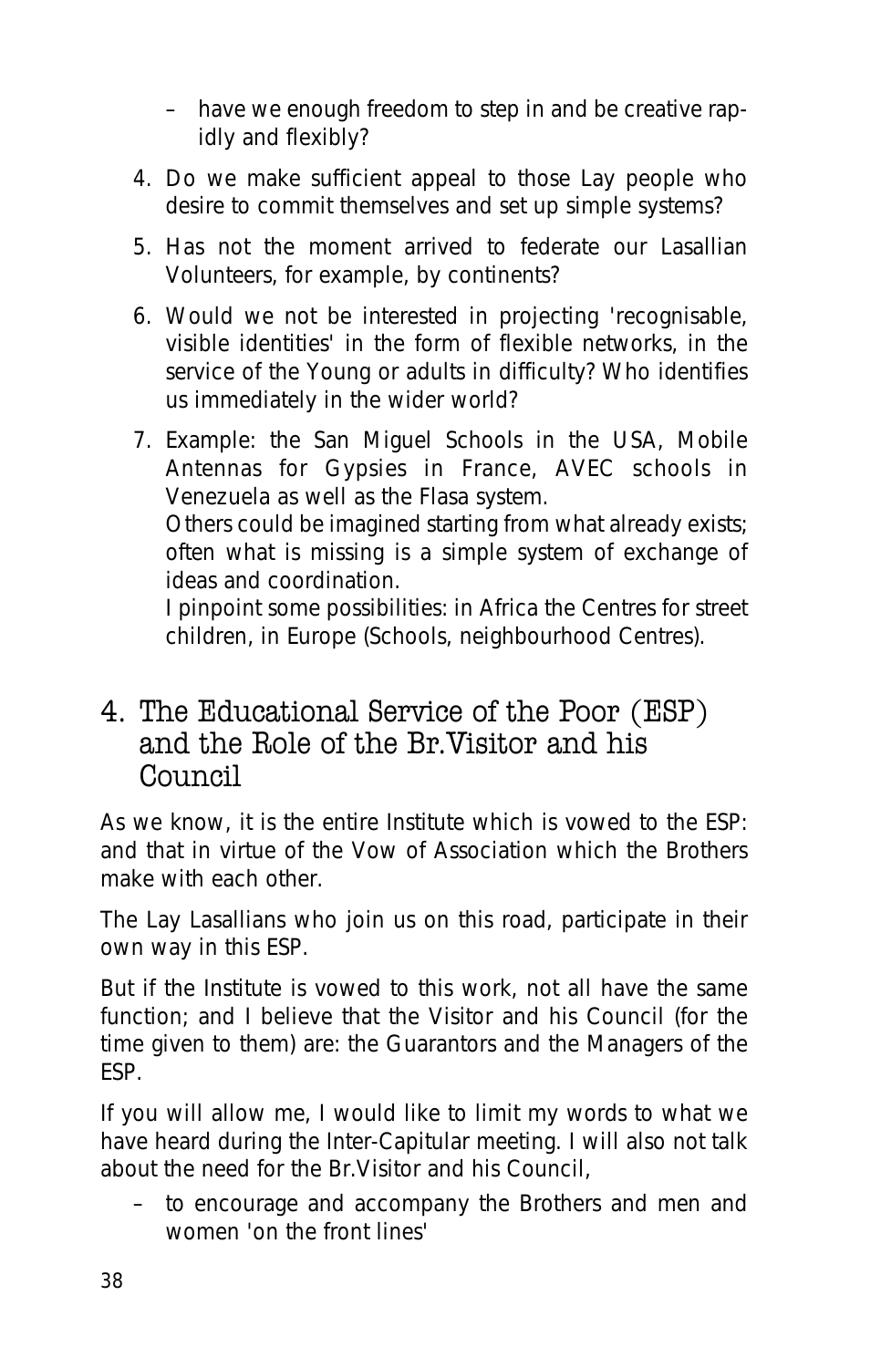– have we enough freedom to step in and be creative rapidly and flexibly?

4. Do we make sufficient appeal to those Lay people who desire to commit themselves and set up simple systems?
5. Has not the moment arrived to federate our Lasallian Volunteers, for example, by continents?
6. Would we not be interested in projecting 'recognisable, visible identities' in the form of flexible networks, in the service of the Young or adults in difficulty? Who identifies us immediately in the wider world?
7. Example: the San Miguel Schools in the USA, Mobile Antennas for Gypsies in France, AVEC schools in Venezuela as well as the Flasa system.
   Others could be imagined starting from what already exists; often what is missing is a simple system of exchange of ideas and coordination.
   I pinpoint some possibilities: in Africa the Centres for street children, in Europe (Schools, neighbourhood Centres).

## 4. The Educational Service of the Poor (ESP) and the Role of the Br.Visitor and his Council

As we know, it is the entire Institute which is vowed to the ESP: and that in virtue of the Vow of Association which the Brothers make with each other.

The Lay Lasallians who join us on this road, participate in their own way in this ESP.

But if the Institute is vowed to this work, not all have the same function; and I believe that the Visitor and his Council (for the time given to them) are: the Guarantors and the Managers of the ESP.

If you will allow me, I would like to limit my words to what we have heard during the Inter-Capitular meeting. I will also not talk about the need for the Br.Visitor and his Council,

– to encourage and accompany the Brothers and men and women 'on the front lines'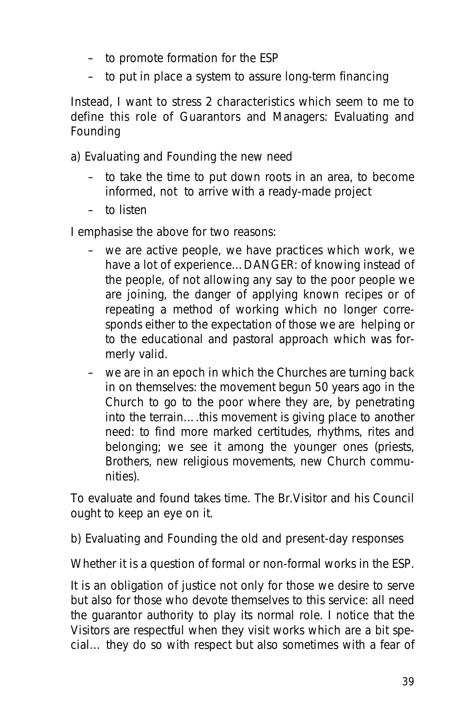- to promote formation for the ESP
- to put in place a system to assure long-term financing

Instead, I want to stress 2 characteristics which seem to me to define this role of Guarantors and Managers: Evaluating and Founding

a) Evaluating and Founding the new need

- to take the time to put down roots in an area, to become informed, not to arrive with a ready-made project
- to listen

I emphasise the above for two reasons:

- we are active people, we have practices which work, we have a lot of experience… DANGER: of knowing instead of the people, of not allowing any say to the poor people we are joining, the danger of applying known recipes or of repeating a method of working which no longer corresponds either to the expectation of those we are helping or to the educational and pastoral approach which was formerly valid.
- we are in an epoch in which the Churches are turning back in on themselves: the movement begun 50 years ago in the Church to go to the poor where they are, by penetrating into the terrain….this movement is giving place to another need: to find more marked certitudes, rhythms, rites and belonging; we see it among the younger ones (priests, Brothers, new religious movements, new Church communities).

To evaluate and found takes time. The Br.Visitor and his Council ought to keep an eye on it.

b) Evaluating and Founding the old and present-day responses

Whether it is a question of formal or non-formal works in the ESP.

It is an obligation of justice not only for those we desire to serve but also for those who devote themselves to this service: all need the guarantor authority to play its normal role. I notice that the Visitors are respectful when they visit works which are a bit special… they do so with respect but also sometimes with a fear of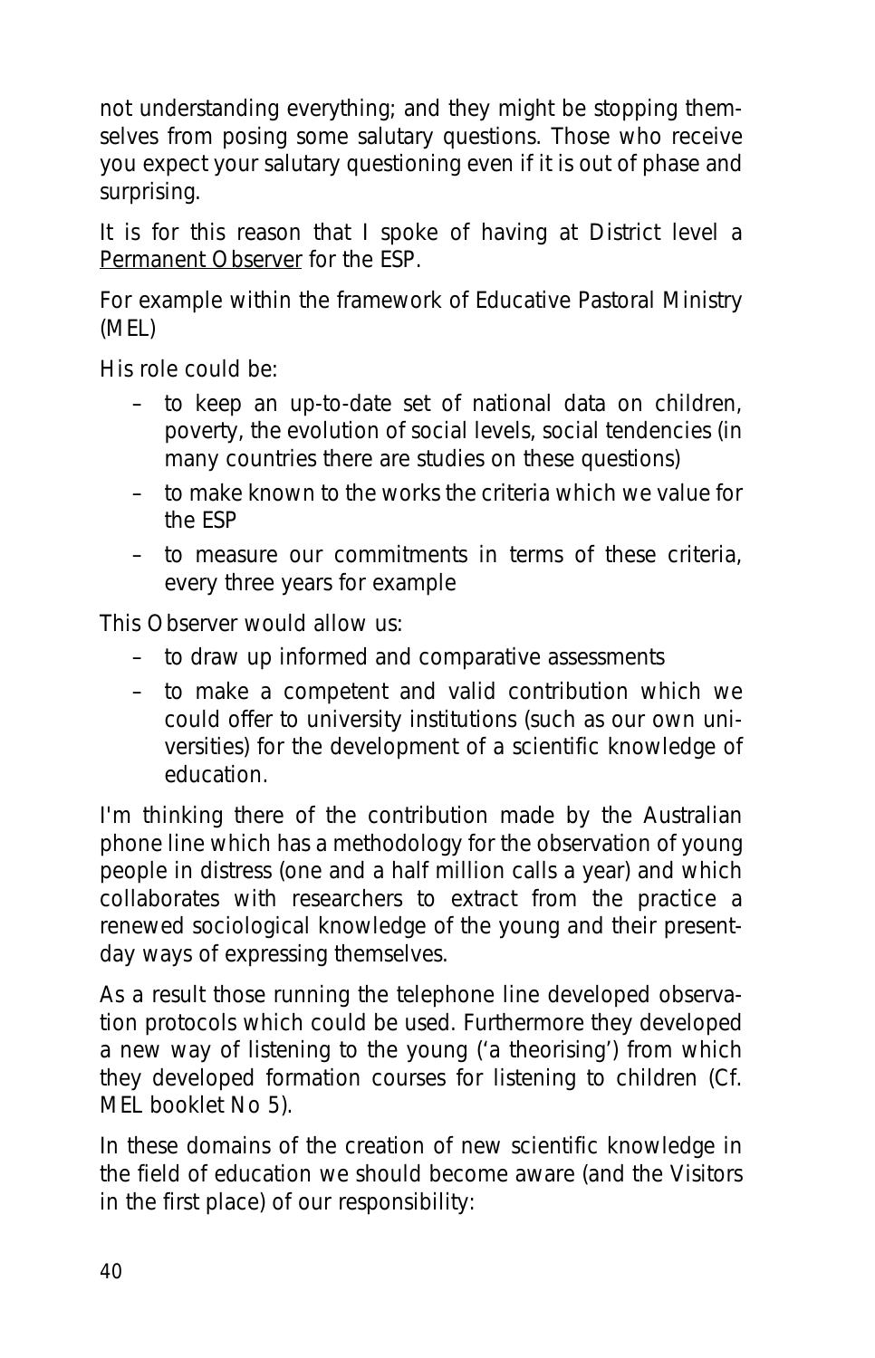not understanding everything; and they might be stopping themselves from posing some salutary questions. Those who receive you expect your salutary questioning even if it is out of phase and surprising.

It is for this reason that I spoke of having at District level a Permanent Observer for the ESP.

For example within the framework of Educative Pastoral Ministry (MEL)

His role could be:

- to keep an up-to-date set of national data on children, poverty, the evolution of social levels, social tendencies (in many countries there are studies on these questions)
- to make known to the works the criteria which we value for the ESP
- to measure our commitments in terms of these criteria, every three years for example

This Observer would allow us:

- to draw up informed and comparative assessments
- to make a competent and valid contribution which we could offer to university institutions (such as our own universities) for the development of a scientific knowledge of education.

I'm thinking there of the contribution made by the Australian phone line which has a methodology for the observation of young people in distress (one and a half million calls a year) and which collaborates with researchers to extract from the practice a renewed sociological knowledge of the young and their present-day ways of expressing themselves.

As a result those running the telephone line developed observation protocols which could be used. Furthermore they developed a new way of listening to the young ('a theorising') from which they developed formation courses for listening to children (Cf. MEL booklet No 5).

In these domains of the creation of new scientific knowledge in the field of education we should become aware (and the Visitors in the first place) of our responsibility: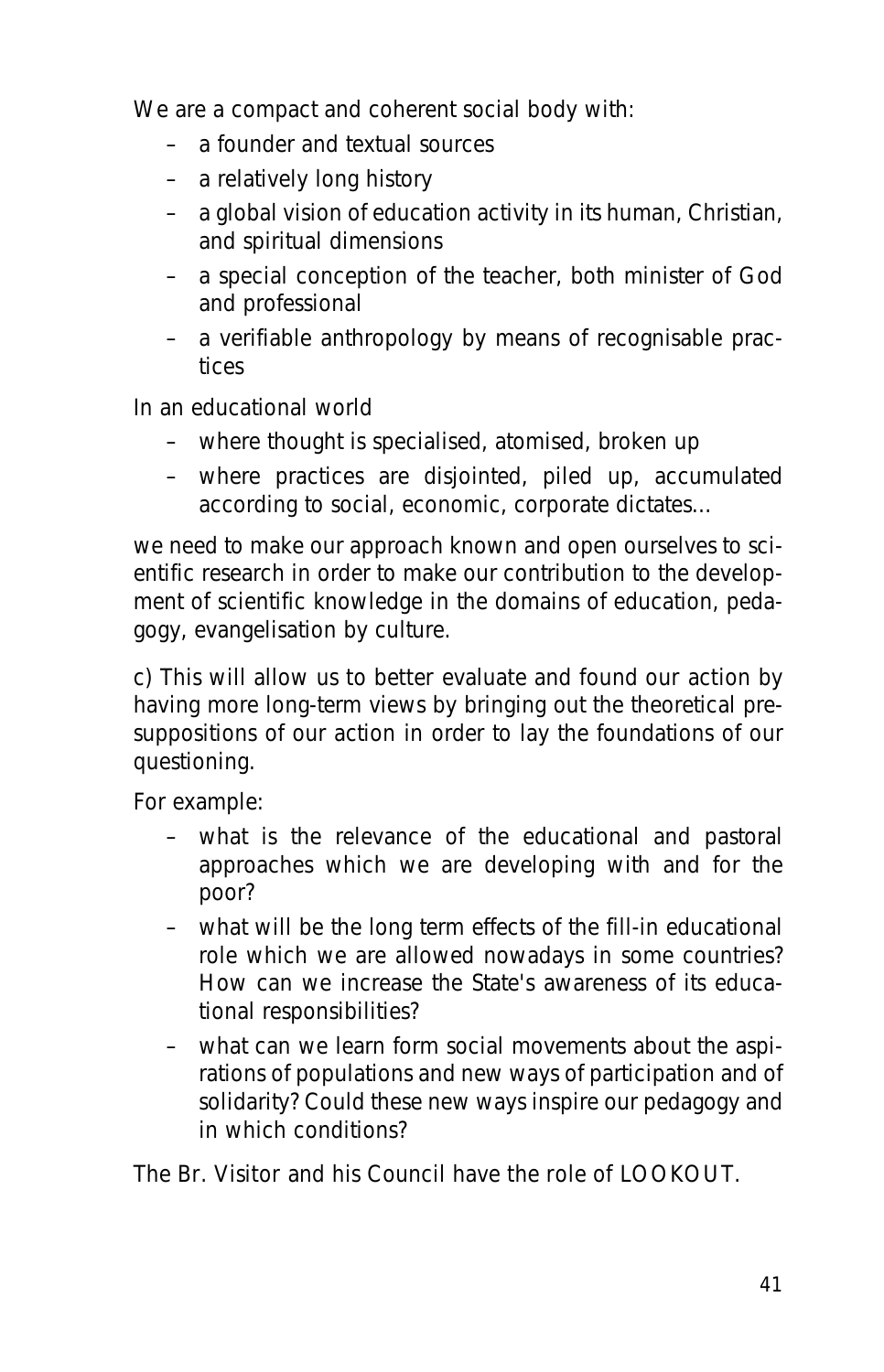We are a compact and coherent social body with:

- a founder and textual sources
- a relatively long history
- a global vision of education activity in its human, Christian, and spiritual dimensions
- a special conception of the teacher, both minister of God and professional
- a verifiable anthropology by means of recognisable practices

In an educational world

- where thought is specialised, atomised, broken up
- where practices are disjointed, piled up, accumulated according to social, economic, corporate dictates...

we need to make our approach known and open ourselves to scientific research in order to make our contribution to the development of scientific knowledge in the domains of education, pedagogy, evangelisation by culture.

c) This will allow us to better evaluate and found our action by having more long-term views by bringing out the theoretical presuppositions of our action in order to lay the foundations of our questioning.

For example:

- what is the relevance of the educational and pastoral approaches which we are developing with and for the poor?
- what will be the long term effects of the fill-in educational role which we are allowed nowadays in some countries? How can we increase the State's awareness of its educational responsibilities?
- what can we learn form social movements about the aspirations of populations and new ways of participation and of solidarity? Could these new ways inspire our pedagogy and in which conditions?

The Br. Visitor and his Council have the role of LOOKOUT.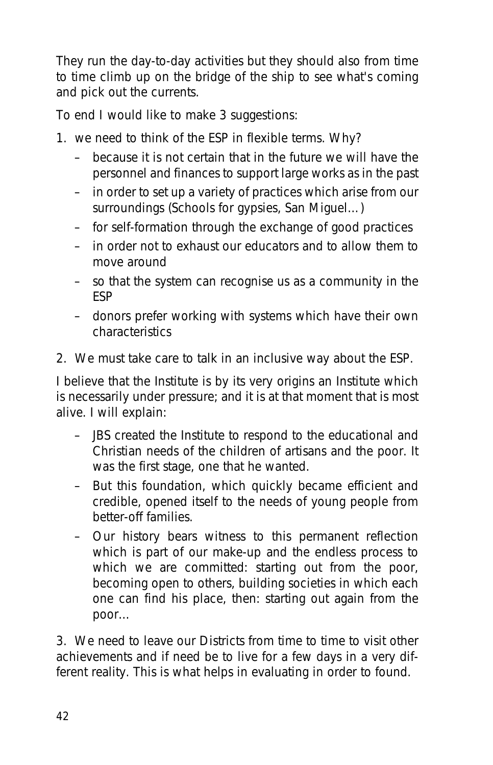They run the day-to-day activities but they should also from time to time climb up on the bridge of the ship to see what's coming and pick out the currents.

To end I would like to make 3 suggestions:

1. we need to think of the ESP in flexible terms. Why?
   - because it is not certain that in the future we will have the personnel and finances to support large works as in the past
   - in order to set up a variety of practices which arise from our surroundings (Schools for gypsies, San Miguel…)
   - for self-formation through the exchange of good practices
   - in order not to exhaust our educators and to allow them to move around
   - so that the system can recognise us as a community in the ESP
   - donors prefer working with systems which have their own characteristics

2. We must take care to talk in an inclusive way about the ESP.

I believe that the Institute is by its very origins an Institute which is necessarily under pressure; and it is at that moment that is most alive. I will explain:

- JBS created the Institute to respond to the educational and Christian needs of the children of artisans and the poor. It was the first stage, one that he wanted.
- But this foundation, which quickly became efficient and credible, opened itself to the needs of young people from better-off families.
- Our history bears witness to this permanent reflection which is part of our make-up and the endless process to which we are committed: starting out from the poor, becoming open to others, building societies in which each one can find his place, then: starting out again from the poor…

3. We need to leave our Districts from time to time to visit other achievements and if need be to live for a few days in a very different reality. This is what helps in evaluating in order to found.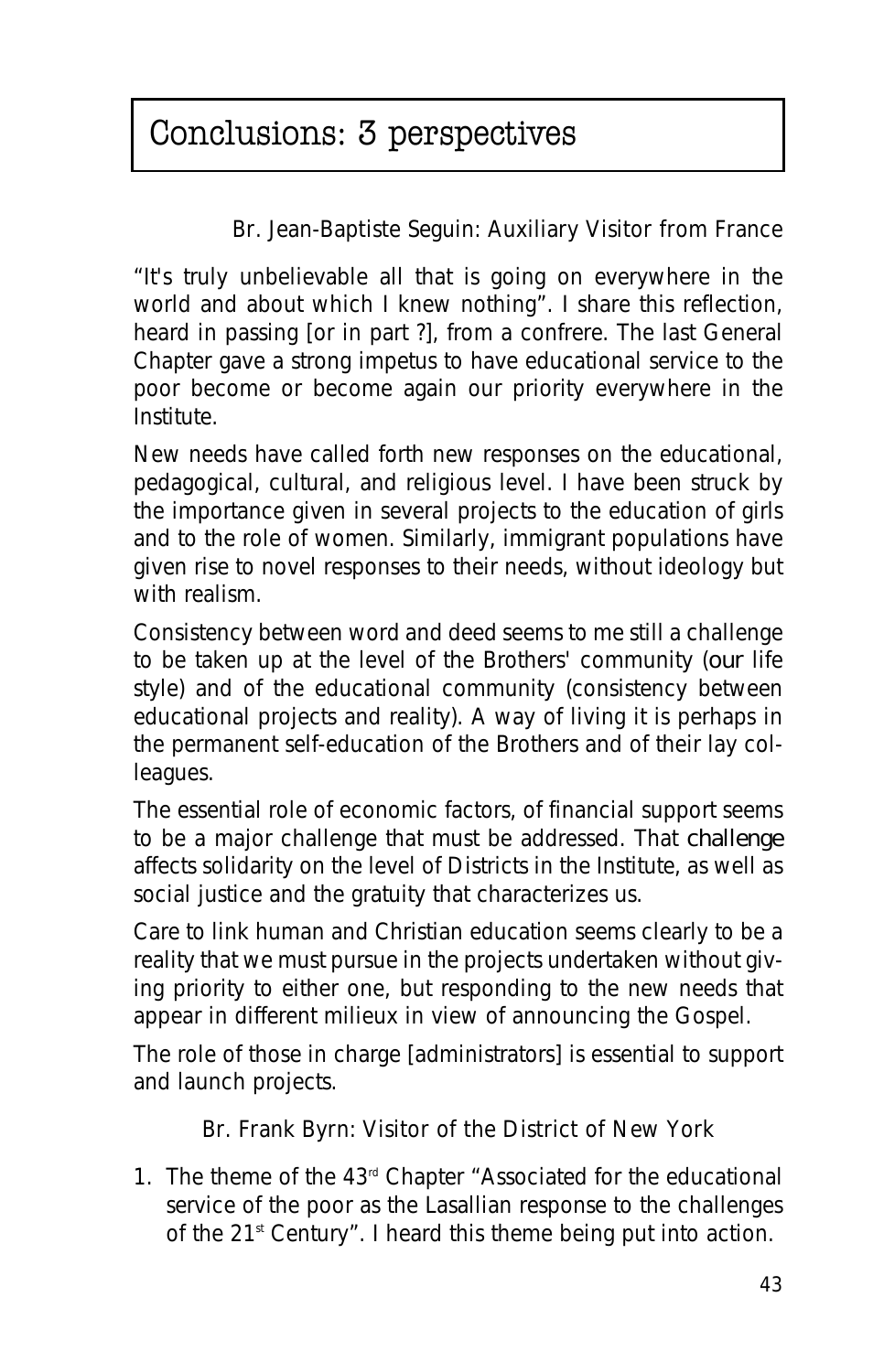# Conclusions: 3 perspectives

Br. Jean-Baptiste Seguin: Auxiliary Visitor from France

"It's truly unbelievable all that is going on everywhere in the world and about which I knew nothing". I share this reflection, heard in passing [or in part ?], from a confrere. The last General Chapter gave a strong impetus to have educational service to the poor become or become again our priority everywhere in the Institute.

New needs have called forth new responses on the educational, pedagogical, cultural, and religious level. I have been struck by the importance given in several projects to the education of girls and to the role of women. Similarly, immigrant populations have given rise to novel responses to their needs, without ideology but with realism.

Consistency between word and deed seems to me still a challenge to be taken up at the level of the Brothers' community (our life style) and of the educational community (consistency between educational projects and reality). A way of living it is perhaps in the permanent self-education of the Brothers and of their lay colleagues.

The essential role of economic factors, of financial support seems to be a major challenge that must be addressed. That challenge affects solidarity on the level of Districts in the Institute, as well as social justice and the gratuity that characterizes us.

Care to link human and Christian education seems clearly to be a reality that we must pursue in the projects undertaken without giving priority to either one, but responding to the new needs that appear in different milieux in view of announcing the Gospel.

The role of those in charge [administrators] is essential to support and launch projects.

Br. Frank Byrn: Visitor of the District of New York

1. The theme of the 43rd Chapter "Associated for the educational service of the poor as the Lasallian response to the challenges of the 21st Century". I heard this theme being put into action.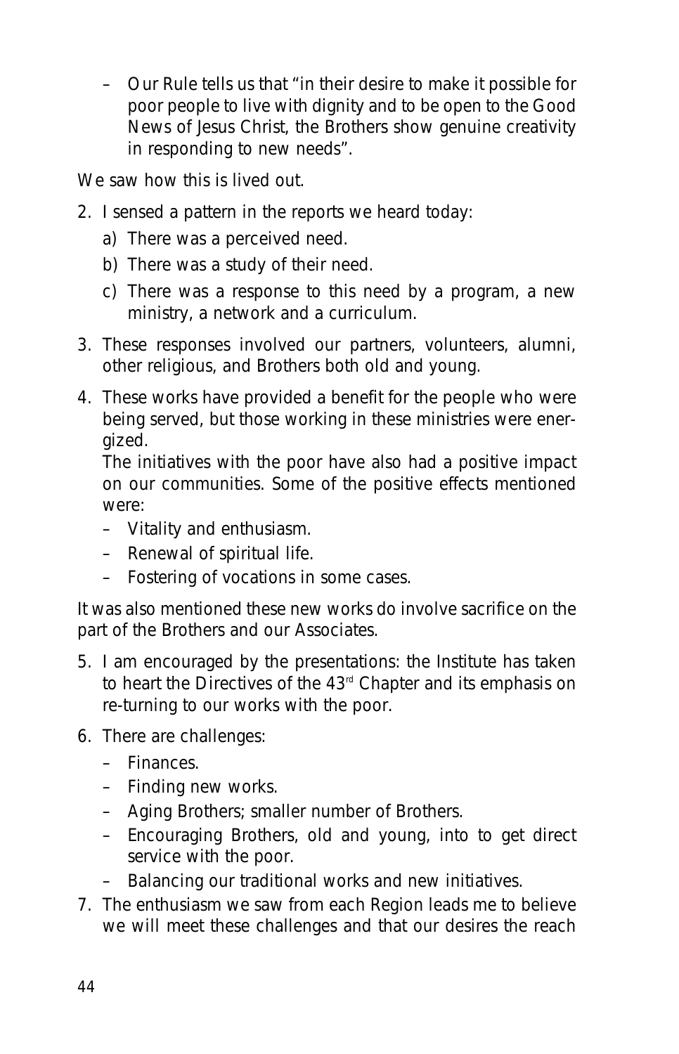– Our Rule tells us that “in their desire to make it possible for poor people to live with dignity and to be open to the Good News of Jesus Christ, the Brothers show genuine creativity in responding to new needs”.

We saw how this is lived out.

2. I sensed a pattern in the reports we heard today:
   a) There was a perceived need.
   b) There was a study of their need.
   c) There was a response to this need by a program, a new ministry, a network and a curriculum.
3. These responses involved our partners, volunteers, alumni, other religious, and Brothers both old and young.
4. These works have provided a benefit for the people who were being served, but those working in these ministries were energized.
   The initiatives with the poor have also had a positive impact on our communities. Some of the positive effects mentioned were:
   – Vitality and enthusiasm.
   – Renewal of spiritual life.
   – Fostering of vocations in some cases.

It was also mentioned these new works do involve sacrifice on the part of the Brothers and our Associates.

5. I am encouraged by the presentations: the Institute has taken to heart the Directives of the 43rd Chapter and its emphasis on re-turning to our works with the poor.
6. There are challenges:
   – Finances.
   – Finding new works.
   – Aging Brothers; smaller number of Brothers.
   – Encouraging Brothers, old and young, into to get direct service with the poor.
   – Balancing our traditional works and new initiatives.
7. The enthusiasm we saw from each Region leads me to believe we will meet these challenges and that our desires the reach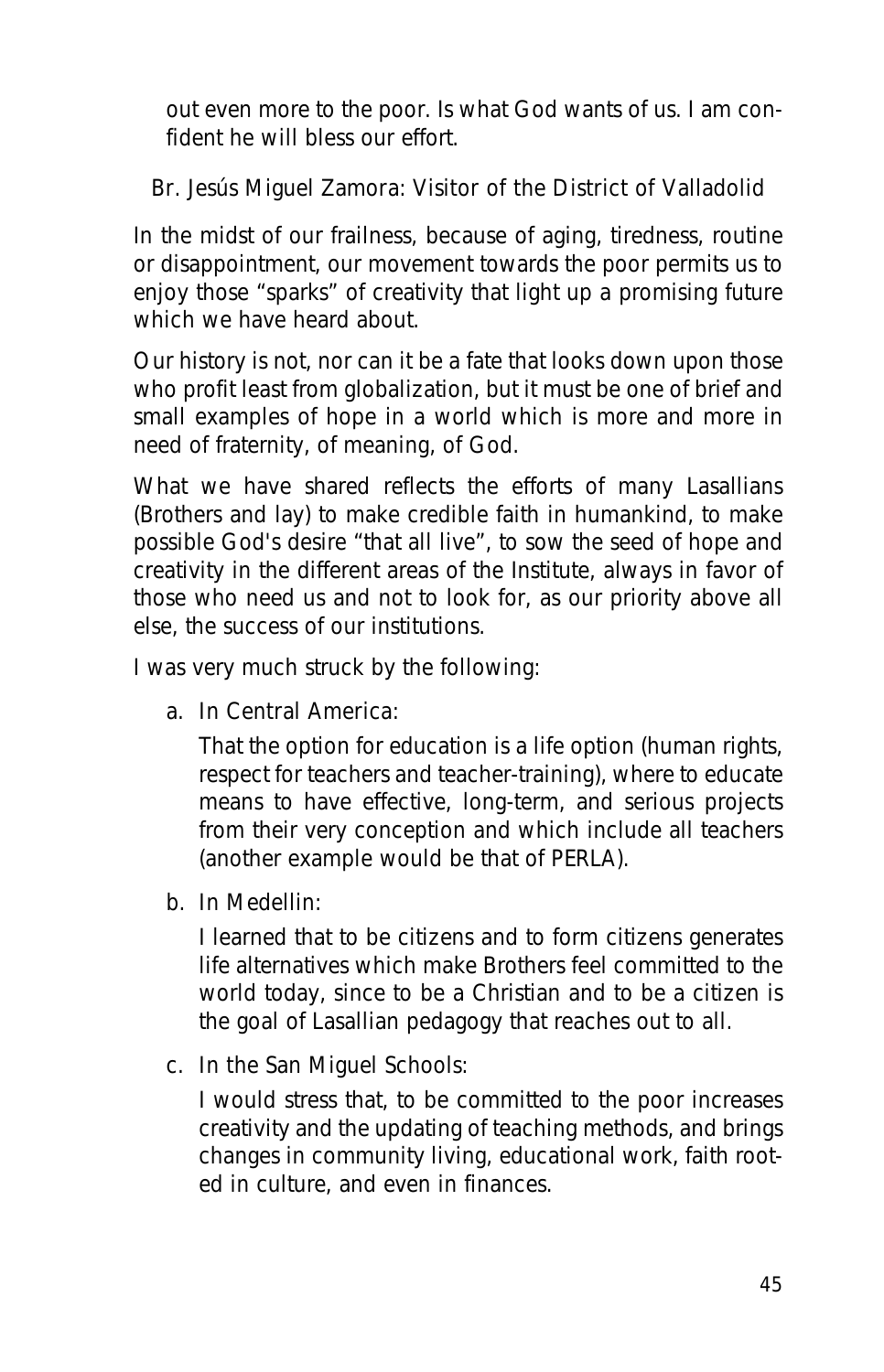out even more to the poor. Is what God wants of us. I am confident he will bless our effort.

Br. Jesús Miguel Zamora: Visitor of the District of Valladolid

In the midst of our frailness, because of aging, tiredness, routine or disappointment, our movement towards the poor permits us to enjoy those "sparks" of creativity that light up a promising future which we have heard about.

Our history is not, nor can it be a fate that looks down upon those who profit least from globalization, but it must be one of brief and small examples of hope in a world which is more and more in need of fraternity, of meaning, of God.

What we have shared reflects the efforts of many Lasallians (Brothers and lay) to make credible faith in humankind, to make possible God's desire "that all live", to sow the seed of hope and creativity in the different areas of the Institute, always in favor of those who need us and not to look for, as our priority above all else, the success of our institutions.

I was very much struck by the following:

a. In Central America:

   That the option for education is a life option (human rights, respect for teachers and teacher-training), where to educate means to have effective, long-term, and serious projects from their very conception and which include all teachers (another example would be that of PERLA).

b. In Medellin:

   I learned that to be citizens and to form citizens generates life alternatives which make Brothers feel committed to the world today, since to be a Christian and to be a citizen is the goal of Lasallian pedagogy that reaches out to all.

c. In the San Miguel Schools:

   I would stress that, to be committed to the poor increases creativity and the updating of teaching methods, and brings changes in community living, educational work, faith rooted in culture, and even in finances.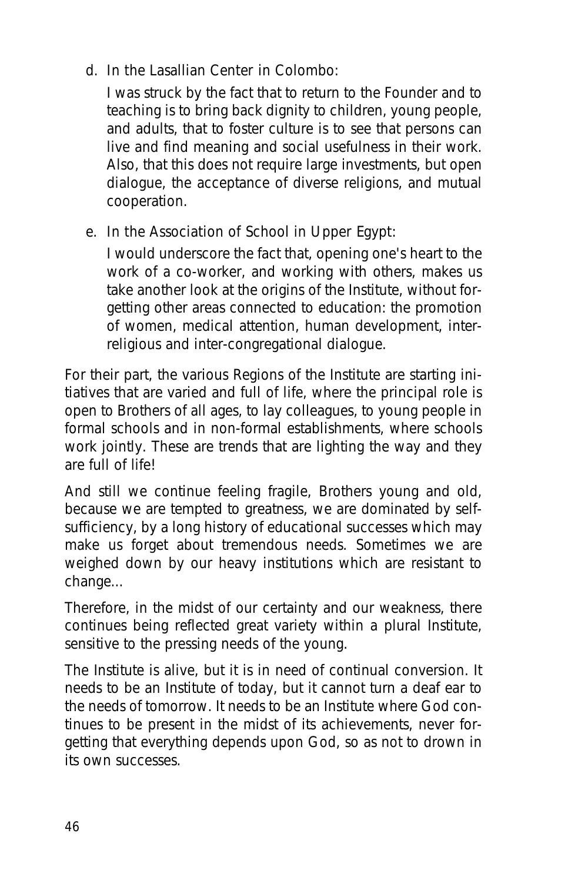d. In the Lasallian Center in Colombo:

   I was struck by the fact that to return to the Founder and to teaching is to bring back dignity to children, young people, and adults, that to foster culture is to see that persons can live and find meaning and social usefulness in their work. Also, that this does not require large investments, but open dialogue, the acceptance of diverse religions, and mutual cooperation.

e. In the Association of School in Upper Egypt:

   I would underscore the fact that, opening one's heart to the work of a co-worker, and working with others, makes us take another look at the origins of the Institute, without forgetting other areas connected to education: the promotion of women, medical attention, human development, inter-religious and inter-congregational dialogue.

For their part, the various Regions of the Institute are starting initiatives that are varied and full of life, where the principal role is open to Brothers of all ages, to lay colleagues, to young people in formal schools and in non-formal establishments, where schools work jointly. These are trends that are lighting the way and they are full of life!

And still we continue feeling fragile, Brothers young and old, because we are tempted to greatness, we are dominated by self-sufficiency, by a long history of educational successes which may make us forget about tremendous needs. Sometimes we are weighed down by our heavy institutions which are resistant to change...

Therefore, in the midst of our certainty and our weakness, there continues being reflected great variety within a plural Institute, sensitive to the pressing needs of the young.

The Institute is alive, but it is in need of continual conversion. It needs to be an Institute of today, but it cannot turn a deaf ear to the needs of tomorrow. It needs to be an Institute where God continues to be present in the midst of its achievements, never forgetting that everything depends upon God, so as not to drown in its own successes.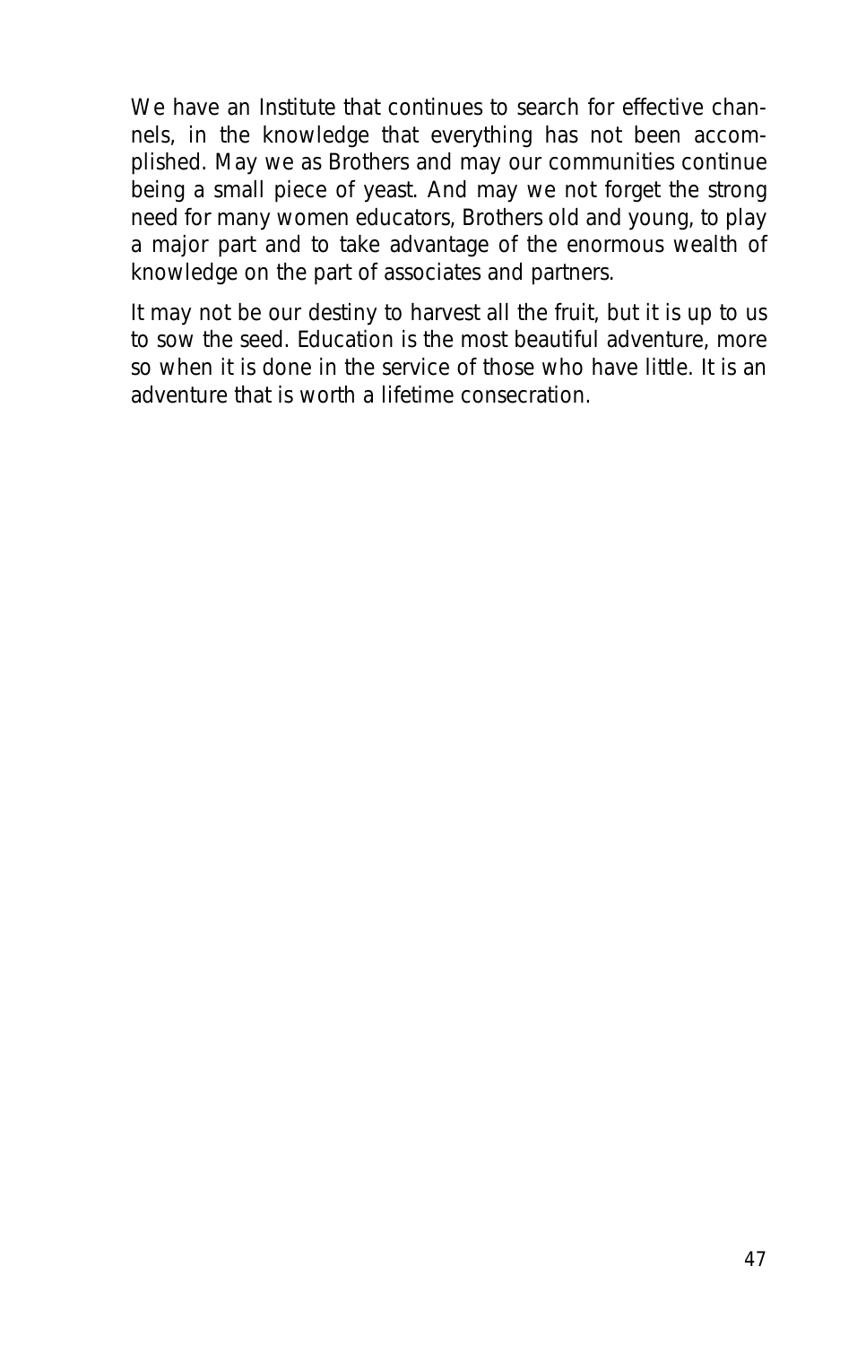We have an Institute that continues to search for effective channels, in the knowledge that everything has not been accomplished. May we as Brothers and may our communities continue being a small piece of yeast. And may we not forget the strong need for many women educators, Brothers old and young, to play a major part and to take advantage of the enormous wealth of knowledge on the part of associates and partners.

It may not be our destiny to harvest all the fruit, but it is up to us to sow the seed. Education is the most beautiful adventure, more so when it is done in the service of those who have little. It is an adventure that is worth a lifetime consecration.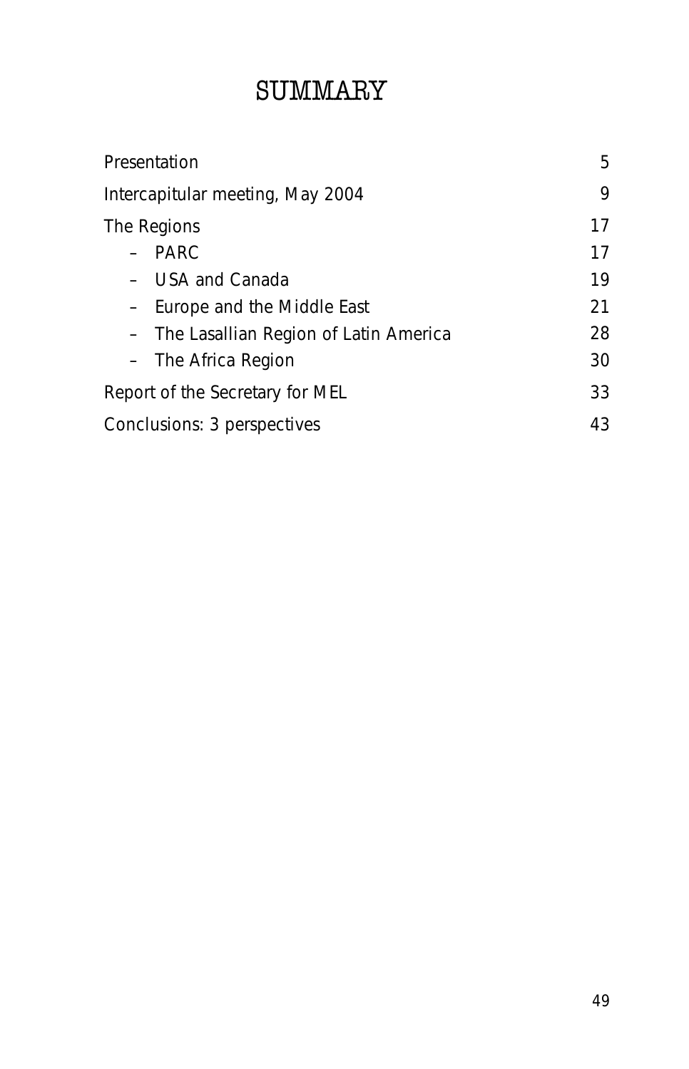# SUMMARY

| | |
|---|---|
| Presentation | 5 |
| Intercapitular meeting, May 2004 | 9 |
| The Regions | 17 |
| – PARC | 17 |
| – USA and Canada | 19 |
| – Europe and the Middle East | 21 |
| – The Lasallian Region of Latin America | 28 |
| – The Africa Region | 30 |
| Report of the Secretary for MEL | 33 |
| Conclusions: 3 perspectives | 43 |